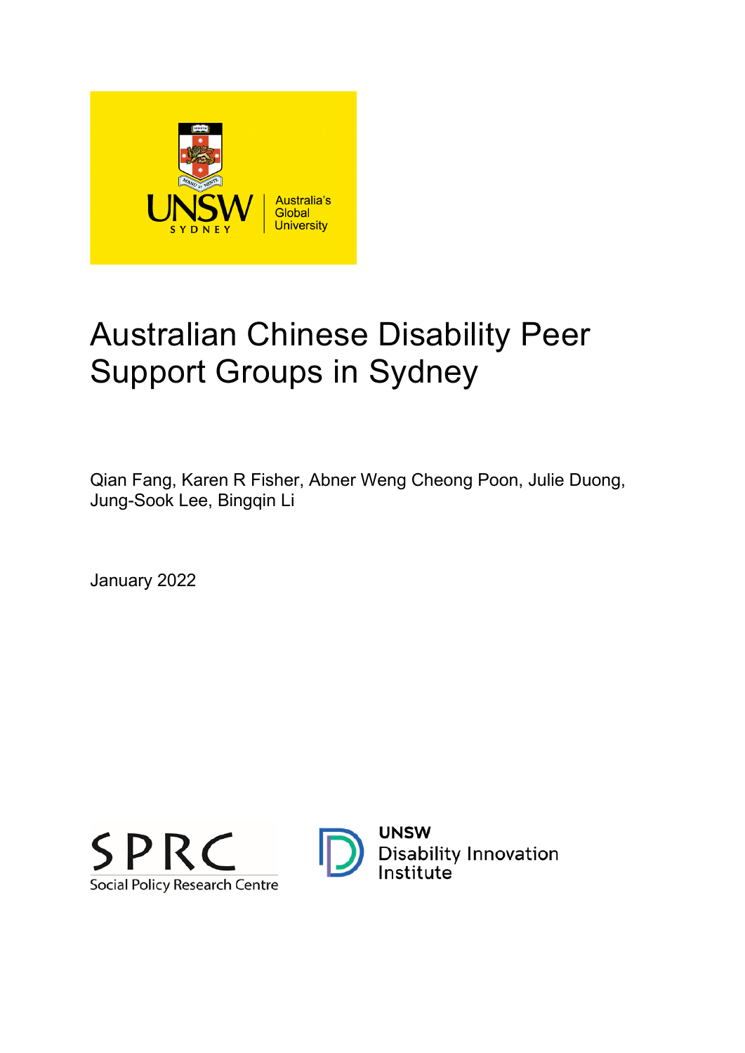# Australian Chinese Disability Peer Support Groups in Sydney

Qian Fang, Karen R Fisher, Abner Weng Cheong Poon, Julie Duong, Jung-Sook Lee, Bingqin Li

January 2022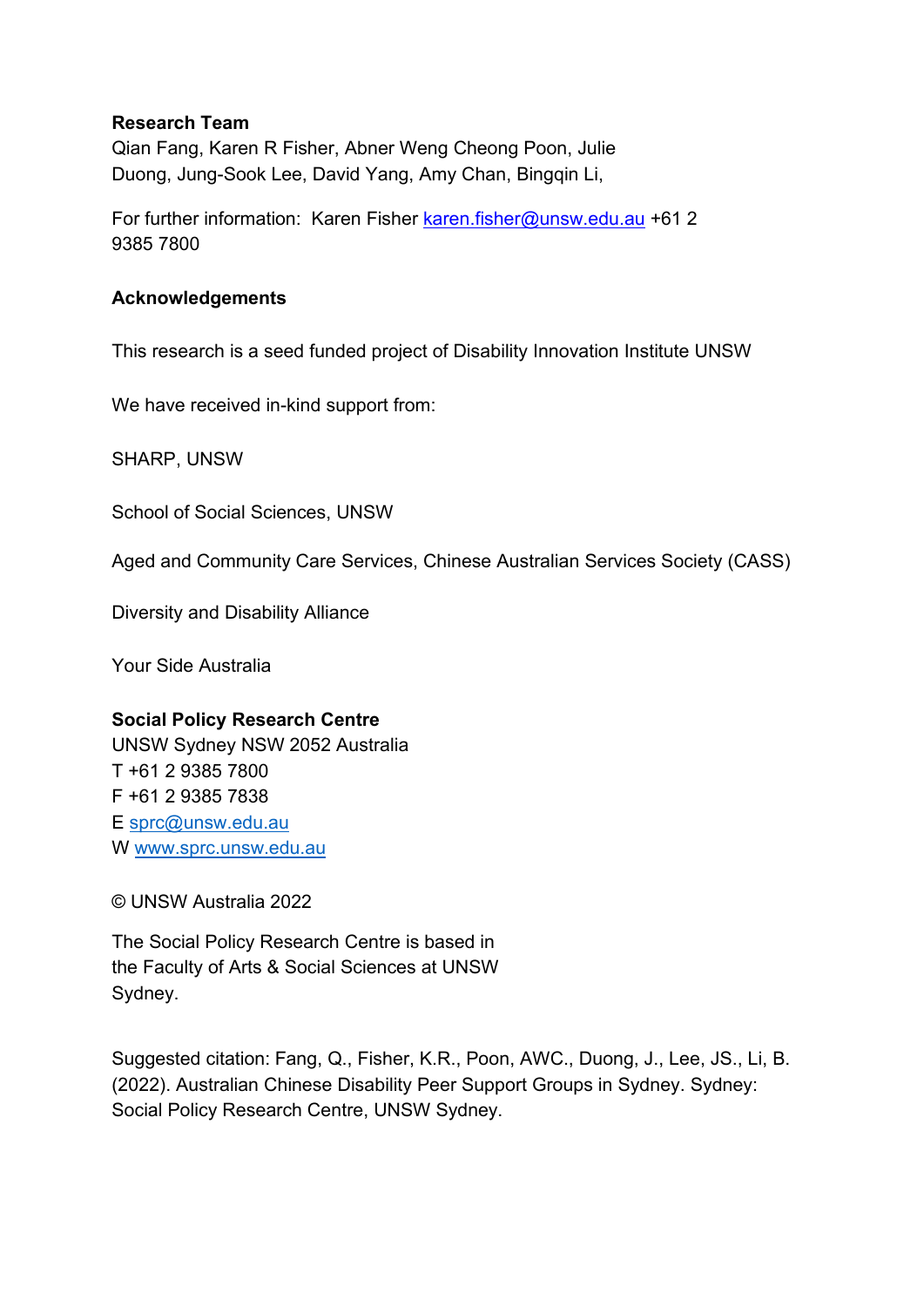**Research Team**

Qian Fang, Karen R Fisher, Abner Weng Cheong Poon, Julie Duong, Jung-Sook Lee, David Yang, Amy Chan, Bingqin Li,

For further information: Karen Fisher karen.fisher@unsw.edu.au +61 2 9385 7800

**Acknowledgements**

This research is a seed funded project of Disability Innovation Institute UNSW

We have received in-kind support from:

SHARP, UNSW

School of Social Sciences, UNSW

Aged and Community Care Services, Chinese Australian Services Society (CASS)

Diversity and Disability Alliance

Your Side Australia

**Social Policy Research Centre**

UNSW Sydney NSW 2052 Australia
T +61 2 9385 7800
F +61 2 9385 7838
E sprc@unsw.edu.au
W www.sprc.unsw.edu.au

© UNSW Australia 2022

The Social Policy Research Centre is based in the Faculty of Arts & Social Sciences at UNSW Sydney.

Suggested citation: Fang, Q., Fisher, K.R., Poon, AWC., Duong, J., Lee, JS., Li, B. (2022). Australian Chinese Disability Peer Support Groups in Sydney. Sydney: Social Policy Research Centre, UNSW Sydney.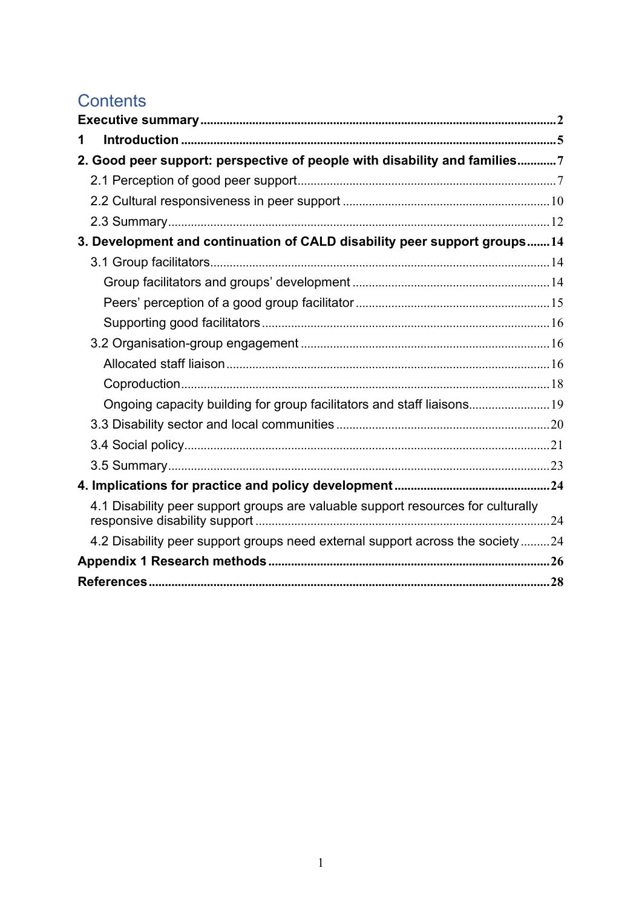# Contents

**Executive summary** .......... **2**

**1 Introduction** .......... **5**

**2. Good peer support: perspective of people with disability and families** .......... **7**

- 2.1 Perception of good peer support .......... 7
- 2.2 Cultural responsiveness in peer support .......... 10
- 2.3 Summary .......... 12

**3. Development and continuation of CALD disability peer support groups** .......... **14**

- 3.1 Group facilitators .......... 14
  - Group facilitators and groups' development .......... 14
  - Peers' perception of a good group facilitator .......... 15
  - Supporting good facilitators .......... 16
- 3.2 Organisation-group engagement .......... 16
  - Allocated staff liaison .......... 16
  - Coproduction .......... 18
  - Ongoing capacity building for group facilitators and staff liaisons .......... 19
- 3.3 Disability sector and local communities .......... 20
- 3.4 Social policy .......... 21
- 3.5 Summary .......... 23

**4. Implications for practice and policy development** .......... **24**

- 4.1 Disability peer support groups are valuable support resources for culturally responsive disability support .......... 24
- 4.2 Disability peer support groups need external support across the society .......... 24

**Appendix 1 Research methods** .......... **26**

**References** .......... **28**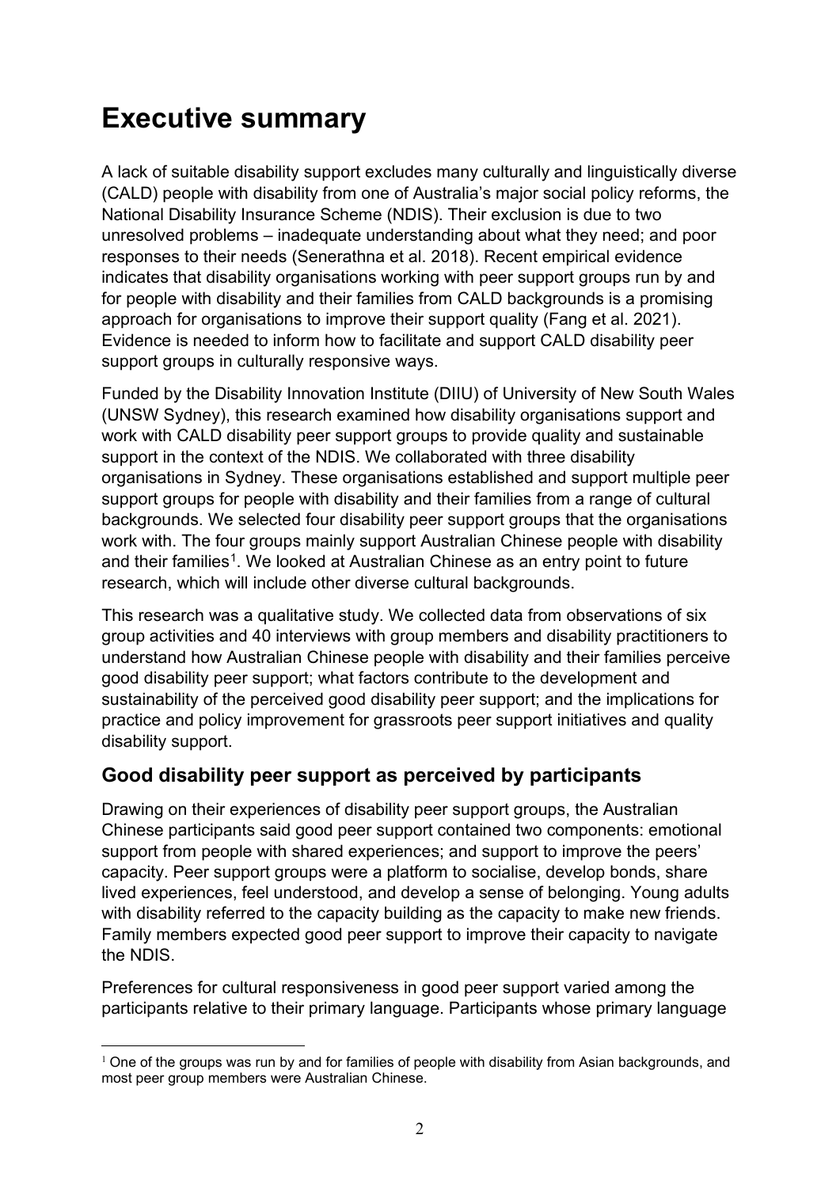# Executive summary

A lack of suitable disability support excludes many culturally and linguistically diverse (CALD) people with disability from one of Australia's major social policy reforms, the National Disability Insurance Scheme (NDIS). Their exclusion is due to two unresolved problems – inadequate understanding about what they need; and poor responses to their needs (Senerathna et al. 2018). Recent empirical evidence indicates that disability organisations working with peer support groups run by and for people with disability and their families from CALD backgrounds is a promising approach for organisations to improve their support quality (Fang et al. 2021). Evidence is needed to inform how to facilitate and support CALD disability peer support groups in culturally responsive ways.

Funded by the Disability Innovation Institute (DIIU) of University of New South Wales (UNSW Sydney), this research examined how disability organisations support and work with CALD disability peer support groups to provide quality and sustainable support in the context of the NDIS. We collaborated with three disability organisations in Sydney. These organisations established and support multiple peer support groups for people with disability and their families from a range of cultural backgrounds. We selected four disability peer support groups that the organisations work with. The four groups mainly support Australian Chinese people with disability and their families[1]. We looked at Australian Chinese as an entry point to future research, which will include other diverse cultural backgrounds.

This research was a qualitative study. We collected data from observations of six group activities and 40 interviews with group members and disability practitioners to understand how Australian Chinese people with disability and their families perceive good disability peer support; what factors contribute to the development and sustainability of the perceived good disability peer support; and the implications for practice and policy improvement for grassroots peer support initiatives and quality disability support.

## Good disability peer support as perceived by participants

Drawing on their experiences of disability peer support groups, the Australian Chinese participants said good peer support contained two components: emotional support from people with shared experiences; and support to improve the peers' capacity. Peer support groups were a platform to socialise, develop bonds, share lived experiences, feel understood, and develop a sense of belonging. Young adults with disability referred to the capacity building as the capacity to make new friends. Family members expected good peer support to improve their capacity to navigate the NDIS.

Preferences for cultural responsiveness in good peer support varied among the participants relative to their primary language. Participants whose primary language

[1] One of the groups was run by and for families of people with disability from Asian backgrounds, and most peer group members were Australian Chinese.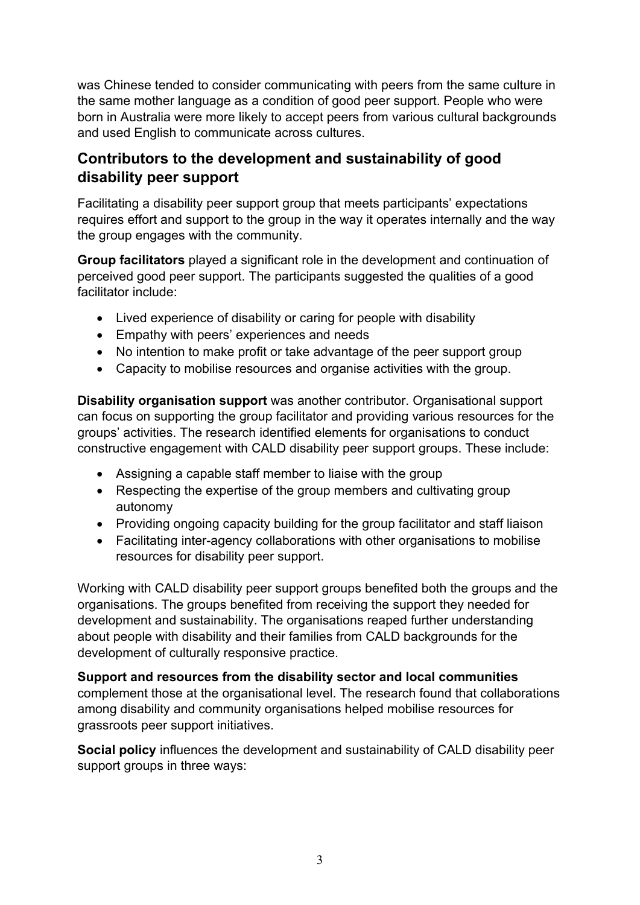was Chinese tended to consider communicating with peers from the same culture in the same mother language as a condition of good peer support. People who were born in Australia were more likely to accept peers from various cultural backgrounds and used English to communicate across cultures.

## Contributors to the development and sustainability of good disability peer support

Facilitating a disability peer support group that meets participants' expectations requires effort and support to the group in the way it operates internally and the way the group engages with the community.

**Group facilitators** played a significant role in the development and continuation of perceived good peer support. The participants suggested the qualities of a good facilitator include:

- Lived experience of disability or caring for people with disability
- Empathy with peers' experiences and needs
- No intention to make profit or take advantage of the peer support group
- Capacity to mobilise resources and organise activities with the group.

**Disability organisation support** was another contributor. Organisational support can focus on supporting the group facilitator and providing various resources for the groups' activities. The research identified elements for organisations to conduct constructive engagement with CALD disability peer support groups. These include:

- Assigning a capable staff member to liaise with the group
- Respecting the expertise of the group members and cultivating group autonomy
- Providing ongoing capacity building for the group facilitator and staff liaison
- Facilitating inter-agency collaborations with other organisations to mobilise resources for disability peer support.

Working with CALD disability peer support groups benefited both the groups and the organisations. The groups benefited from receiving the support they needed for development and sustainability. The organisations reaped further understanding about people with disability and their families from CALD backgrounds for the development of culturally responsive practice.

**Support and resources from the disability sector and local communities** complement those at the organisational level. The research found that collaborations among disability and community organisations helped mobilise resources for grassroots peer support initiatives.

**Social policy** influences the development and sustainability of CALD disability peer support groups in three ways: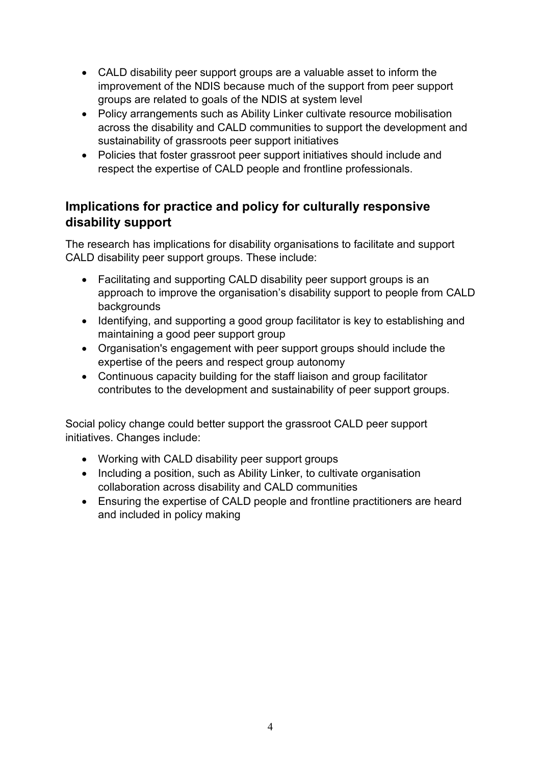- CALD disability peer support groups are a valuable asset to inform the improvement of the NDIS because much of the support from peer support groups are related to goals of the NDIS at system level
- Policy arrangements such as Ability Linker cultivate resource mobilisation across the disability and CALD communities to support the development and sustainability of grassroots peer support initiatives
- Policies that foster grassroot peer support initiatives should include and respect the expertise of CALD people and frontline professionals.

## Implications for practice and policy for culturally responsive disability support

The research has implications for disability organisations to facilitate and support CALD disability peer support groups. These include:

- Facilitating and supporting CALD disability peer support groups is an approach to improve the organisation's disability support to people from CALD backgrounds
- Identifying, and supporting a good group facilitator is key to establishing and maintaining a good peer support group
- Organisation's engagement with peer support groups should include the expertise of the peers and respect group autonomy
- Continuous capacity building for the staff liaison and group facilitator contributes to the development and sustainability of peer support groups.

Social policy change could better support the grassroot CALD peer support initiatives. Changes include:

- Working with CALD disability peer support groups
- Including a position, such as Ability Linker, to cultivate organisation collaboration across disability and CALD communities
- Ensuring the expertise of CALD people and frontline practitioners are heard and included in policy making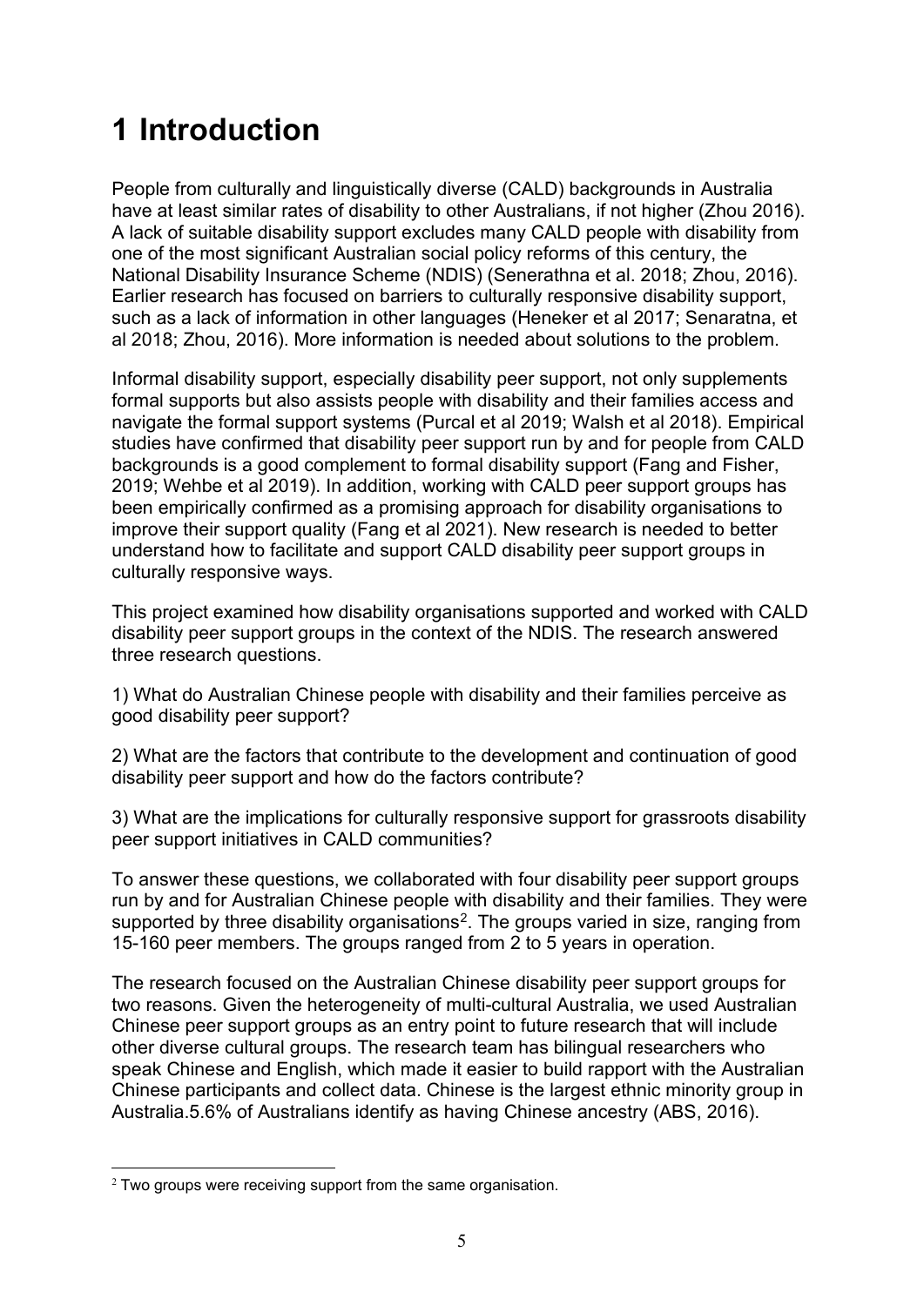# 1 Introduction

People from culturally and linguistically diverse (CALD) backgrounds in Australia have at least similar rates of disability to other Australians, if not higher (Zhou 2016). A lack of suitable disability support excludes many CALD people with disability from one of the most significant Australian social policy reforms of this century, the National Disability Insurance Scheme (NDIS) (Senerathna et al. 2018; Zhou, 2016). Earlier research has focused on barriers to culturally responsive disability support, such as a lack of information in other languages (Heneker et al 2017; Senaratna, et al 2018; Zhou, 2016). More information is needed about solutions to the problem.

Informal disability support, especially disability peer support, not only supplements formal supports but also assists people with disability and their families access and navigate the formal support systems (Purcal et al 2019; Walsh et al 2018). Empirical studies have confirmed that disability peer support run by and for people from CALD backgrounds is a good complement to formal disability support (Fang and Fisher, 2019; Wehbe et al 2019). In addition, working with CALD peer support groups has been empirically confirmed as a promising approach for disability organisations to improve their support quality (Fang et al 2021). New research is needed to better understand how to facilitate and support CALD disability peer support groups in culturally responsive ways.

This project examined how disability organisations supported and worked with CALD disability peer support groups in the context of the NDIS. The research answered three research questions.

1) What do Australian Chinese people with disability and their families perceive as good disability peer support?

2) What are the factors that contribute to the development and continuation of good disability peer support and how do the factors contribute?

3) What are the implications for culturally responsive support for grassroots disability peer support initiatives in CALD communities?

To answer these questions, we collaborated with four disability peer support groups run by and for Australian Chinese people with disability and their families. They were supported by three disability organisations[2]. The groups varied in size, ranging from 15-160 peer members. The groups ranged from 2 to 5 years in operation.

The research focused on the Australian Chinese disability peer support groups for two reasons. Given the heterogeneity of multi-cultural Australia, we used Australian Chinese peer support groups as an entry point to future research that will include other diverse cultural groups. The research team has bilingual researchers who speak Chinese and English, which made it easier to build rapport with the Australian Chinese participants and collect data. Chinese is the largest ethnic minority group in Australia.5.6% of Australians identify as having Chinese ancestry (ABS, 2016).

[2] Two groups were receiving support from the same organisation.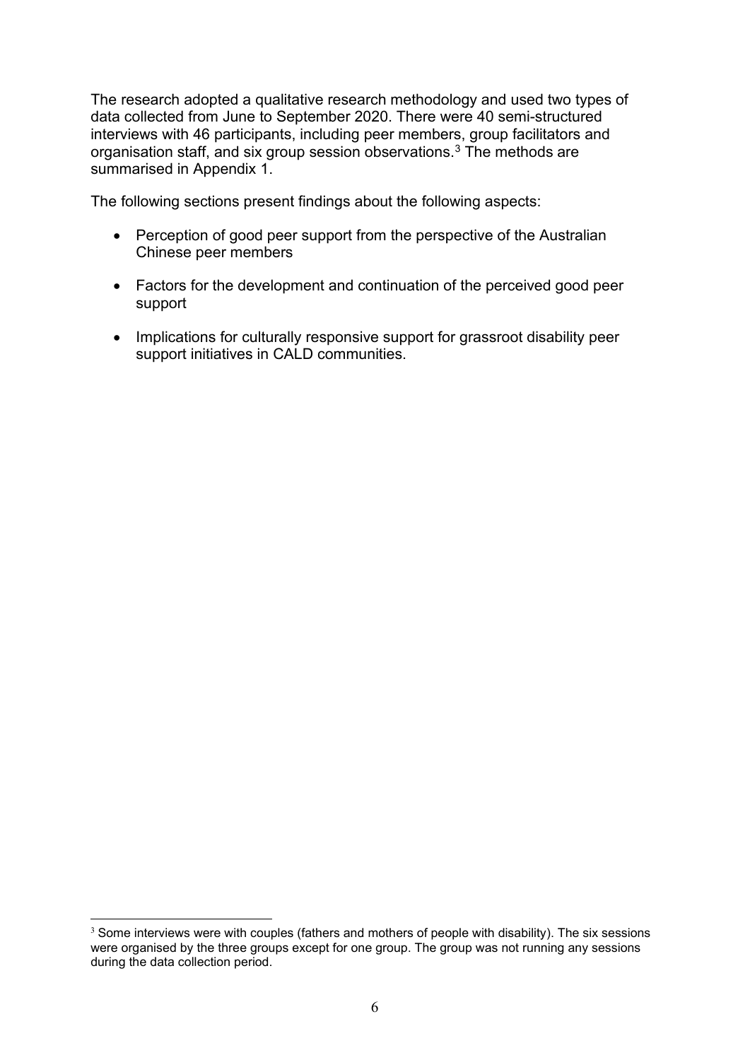The research adopted a qualitative research methodology and used two types of data collected from June to September 2020. There were 40 semi-structured interviews with 46 participants, including peer members, group facilitators and organisation staff, and six group session observations.[3] The methods are summarised in Appendix 1.

The following sections present findings about the following aspects:

- Perception of good peer support from the perspective of the Australian Chinese peer members
- Factors for the development and continuation of the perceived good peer support
- Implications for culturally responsive support for grassroot disability peer support initiatives in CALD communities.

[3] Some interviews were with couples (fathers and mothers of people with disability). The six sessions were organised by the three groups except for one group. The group was not running any sessions during the data collection period.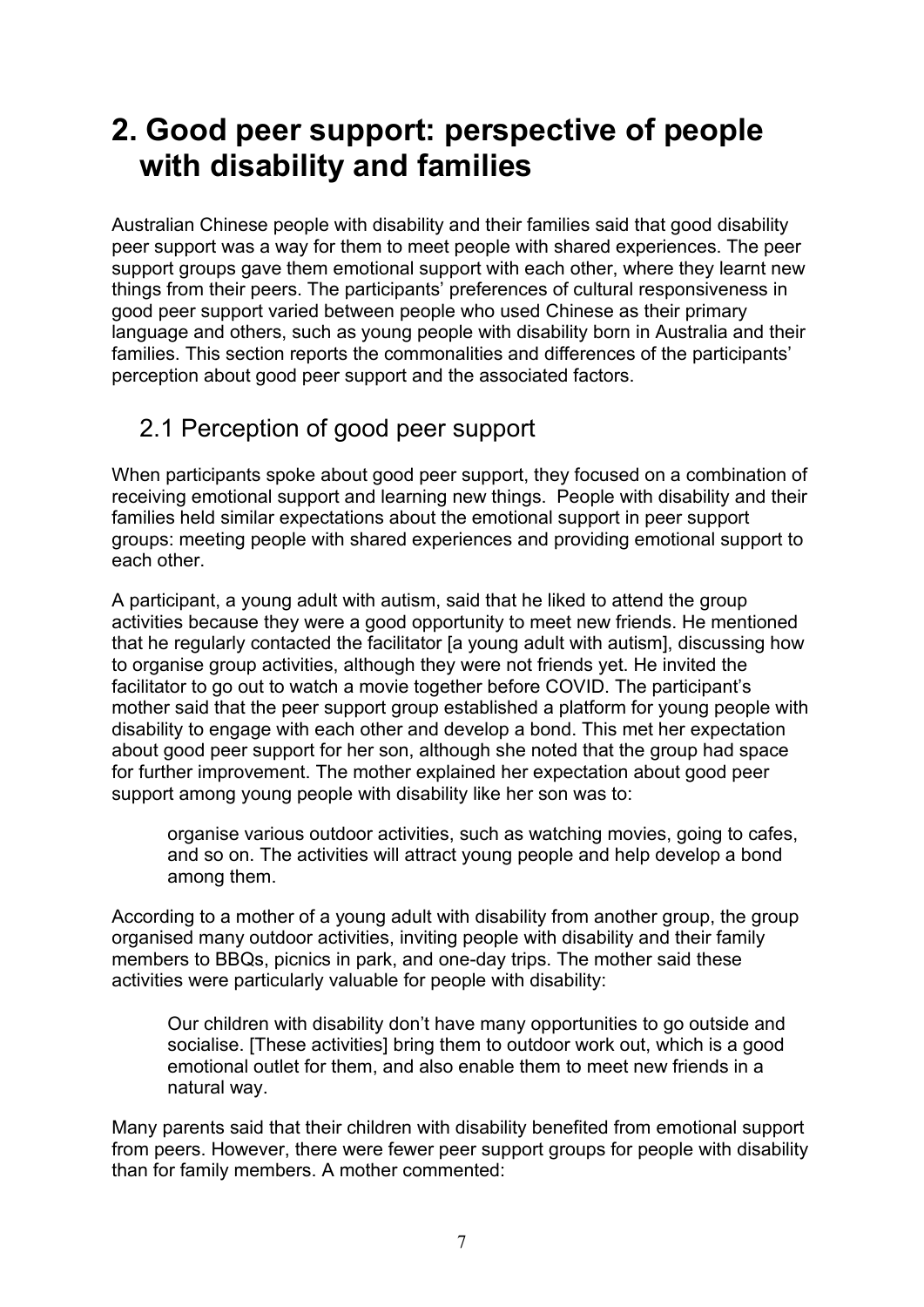# 2. Good peer support: perspective of people with disability and families

Australian Chinese people with disability and their families said that good disability peer support was a way for them to meet people with shared experiences. The peer support groups gave them emotional support with each other, where they learnt new things from their peers. The participants' preferences of cultural responsiveness in good peer support varied between people who used Chinese as their primary language and others, such as young people with disability born in Australia and their families. This section reports the commonalities and differences of the participants' perception about good peer support and the associated factors.

## 2.1 Perception of good peer support

When participants spoke about good peer support, they focused on a combination of receiving emotional support and learning new things. People with disability and their families held similar expectations about the emotional support in peer support groups: meeting people with shared experiences and providing emotional support to each other.

A participant, a young adult with autism, said that he liked to attend the group activities because they were a good opportunity to meet new friends. He mentioned that he regularly contacted the facilitator [a young adult with autism], discussing how to organise group activities, although they were not friends yet. He invited the facilitator to go out to watch a movie together before COVID. The participant's mother said that the peer support group established a platform for young people with disability to engage with each other and develop a bond. This met her expectation about good peer support for her son, although she noted that the group had space for further improvement. The mother explained her expectation about good peer support among young people with disability like her son was to:

> organise various outdoor activities, such as watching movies, going to cafes, and so on. The activities will attract young people and help develop a bond among them.

According to a mother of a young adult with disability from another group, the group organised many outdoor activities, inviting people with disability and their family members to BBQs, picnics in park, and one-day trips. The mother said these activities were particularly valuable for people with disability:

> Our children with disability don't have many opportunities to go outside and socialise. [These activities] bring them to outdoor work out, which is a good emotional outlet for them, and also enable them to meet new friends in a natural way.

Many parents said that their children with disability benefited from emotional support from peers. However, there were fewer peer support groups for people with disability than for family members. A mother commented: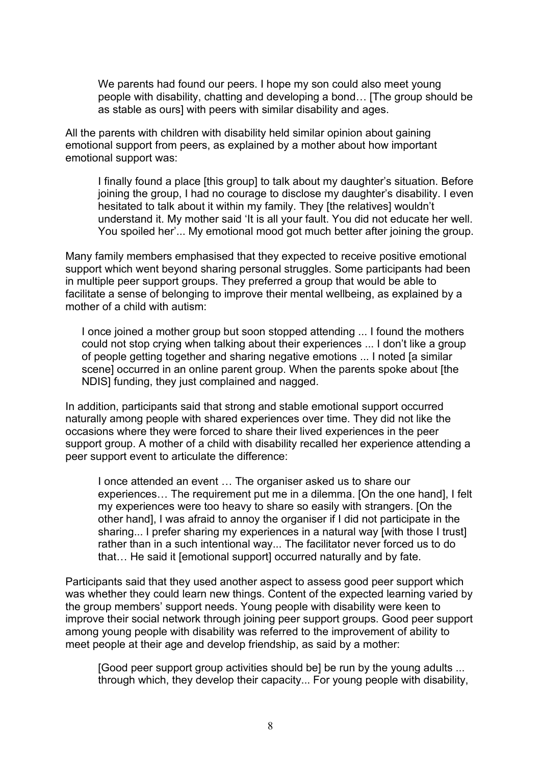> We parents had found our peers. I hope my son could also meet young people with disability, chatting and developing a bond… [The group should be as stable as ours] with peers with similar disability and ages.

All the parents with children with disability held similar opinion about gaining emotional support from peers, as explained by a mother about how important emotional support was:

> I finally found a place [this group] to talk about my daughter's situation. Before joining the group, I had no courage to disclose my daughter's disability. I even hesitated to talk about it within my family. They [the relatives] wouldn't understand it. My mother said 'It is all your fault. You did not educate her well. You spoiled her'... My emotional mood got much better after joining the group.

Many family members emphasised that they expected to receive positive emotional support which went beyond sharing personal struggles. Some participants had been in multiple peer support groups. They preferred a group that would be able to facilitate a sense of belonging to improve their mental wellbeing, as explained by a mother of a child with autism:

> I once joined a mother group but soon stopped attending ... I found the mothers could not stop crying when talking about their experiences ... I don't like a group of people getting together and sharing negative emotions ... I noted [a similar scene] occurred in an online parent group. When the parents spoke about [the NDIS] funding, they just complained and nagged.

In addition, participants said that strong and stable emotional support occurred naturally among people with shared experiences over time. They did not like the occasions where they were forced to share their lived experiences in the peer support group. A mother of a child with disability recalled her experience attending a peer support event to articulate the difference:

> I once attended an event … The organiser asked us to share our experiences… The requirement put me in a dilemma. [On the one hand], I felt my experiences were too heavy to share so easily with strangers. [On the other hand], I was afraid to annoy the organiser if I did not participate in the sharing... I prefer sharing my experiences in a natural way [with those I trust] rather than in a such intentional way... The facilitator never forced us to do that… He said it [emotional support] occurred naturally and by fate.

Participants said that they used another aspect to assess good peer support which was whether they could learn new things. Content of the expected learning varied by the group members' support needs. Young people with disability were keen to improve their social network through joining peer support groups. Good peer support among young people with disability was referred to the improvement of ability to meet people at their age and develop friendship, as said by a mother:

> [Good peer support group activities should be] be run by the young adults ... through which, they develop their capacity... For young people with disability,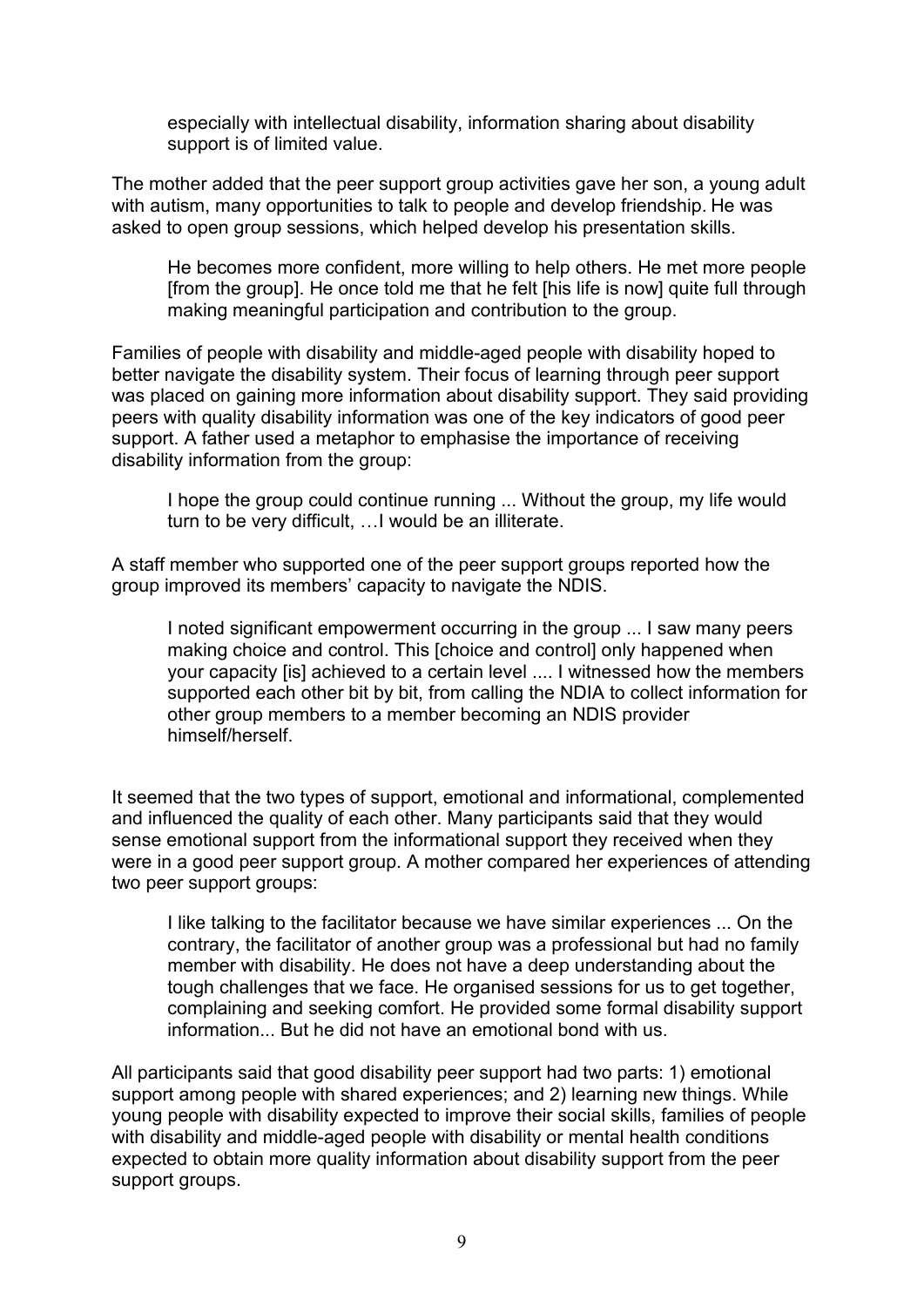> especially with intellectual disability, information sharing about disability support is of limited value.

The mother added that the peer support group activities gave her son, a young adult with autism, many opportunities to talk to people and develop friendship. He was asked to open group sessions, which helped develop his presentation skills.

> He becomes more confident, more willing to help others. He met more people [from the group]. He once told me that he felt [his life is now] quite full through making meaningful participation and contribution to the group.

Families of people with disability and middle-aged people with disability hoped to better navigate the disability system. Their focus of learning through peer support was placed on gaining more information about disability support. They said providing peers with quality disability information was one of the key indicators of good peer support. A father used a metaphor to emphasise the importance of receiving disability information from the group:

> I hope the group could continue running ... Without the group, my life would turn to be very difficult, …I would be an illiterate.

A staff member who supported one of the peer support groups reported how the group improved its members' capacity to navigate the NDIS.

> I noted significant empowerment occurring in the group ... I saw many peers making choice and control. This [choice and control] only happened when your capacity [is] achieved to a certain level .... I witnessed how the members supported each other bit by bit, from calling the NDIA to collect information for other group members to a member becoming an NDIS provider himself/herself.

It seemed that the two types of support, emotional and informational, complemented and influenced the quality of each other. Many participants said that they would sense emotional support from the informational support they received when they were in a good peer support group. A mother compared her experiences of attending two peer support groups:

> I like talking to the facilitator because we have similar experiences ... On the contrary, the facilitator of another group was a professional but had no family member with disability. He does not have a deep understanding about the tough challenges that we face. He organised sessions for us to get together, complaining and seeking comfort. He provided some formal disability support information... But he did not have an emotional bond with us.

All participants said that good disability peer support had two parts: 1) emotional support among people with shared experiences; and 2) learning new things. While young people with disability expected to improve their social skills, families of people with disability and middle-aged people with disability or mental health conditions expected to obtain more quality information about disability support from the peer support groups.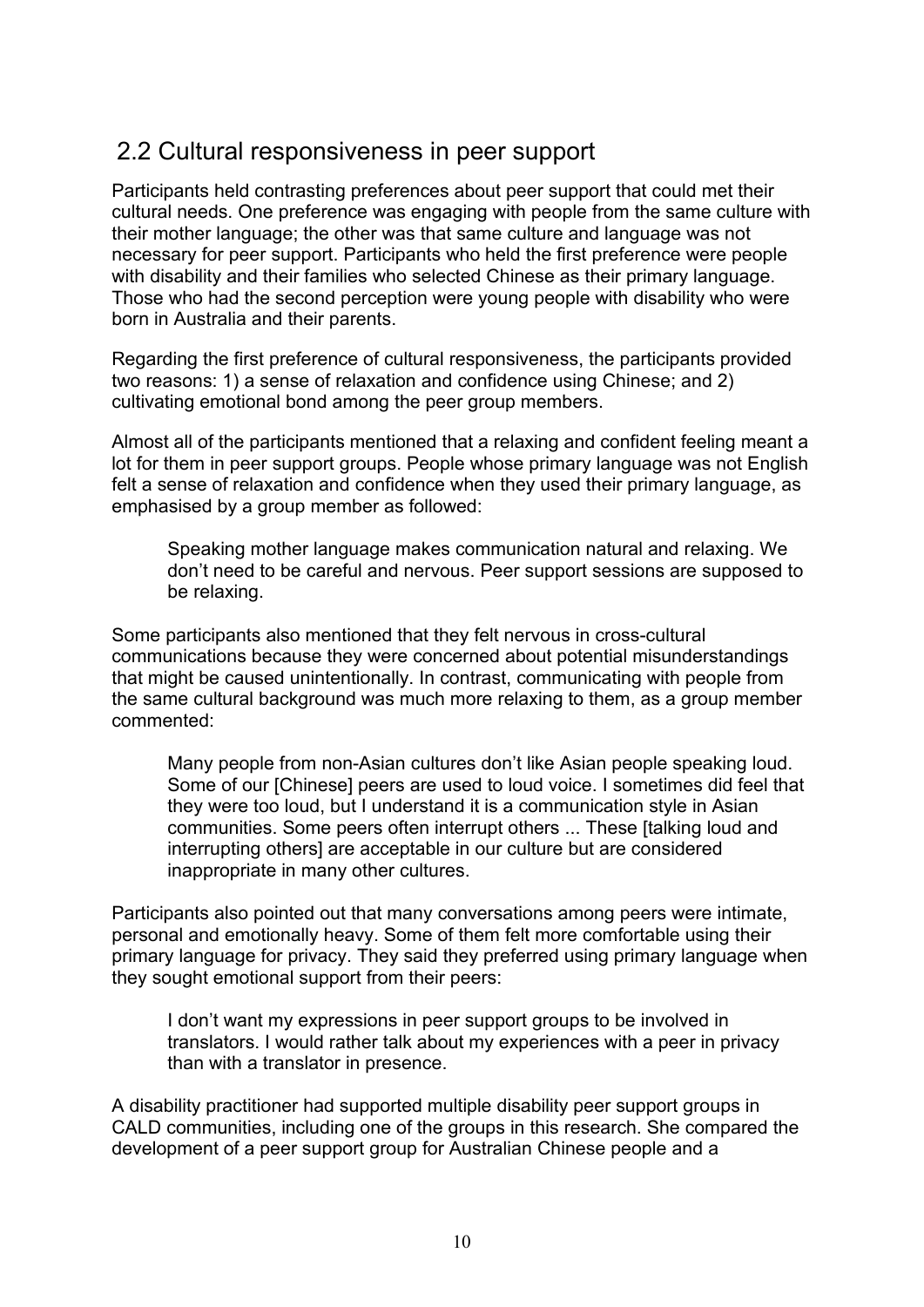## 2.2 Cultural responsiveness in peer support

Participants held contrasting preferences about peer support that could met their cultural needs. One preference was engaging with people from the same culture with their mother language; the other was that same culture and language was not necessary for peer support. Participants who held the first preference were people with disability and their families who selected Chinese as their primary language. Those who had the second perception were young people with disability who were born in Australia and their parents.

Regarding the first preference of cultural responsiveness, the participants provided two reasons: 1) a sense of relaxation and confidence using Chinese; and 2) cultivating emotional bond among the peer group members.

Almost all of the participants mentioned that a relaxing and confident feeling meant a lot for them in peer support groups. People whose primary language was not English felt a sense of relaxation and confidence when they used their primary language, as emphasised by a group member as followed:

> Speaking mother language makes communication natural and relaxing. We don't need to be careful and nervous. Peer support sessions are supposed to be relaxing.

Some participants also mentioned that they felt nervous in cross-cultural communications because they were concerned about potential misunderstandings that might be caused unintentionally. In contrast, communicating with people from the same cultural background was much more relaxing to them, as a group member commented:

> Many people from non-Asian cultures don't like Asian people speaking loud. Some of our [Chinese] peers are used to loud voice. I sometimes did feel that they were too loud, but I understand it is a communication style in Asian communities. Some peers often interrupt others ... These [talking loud and interrupting others] are acceptable in our culture but are considered inappropriate in many other cultures.

Participants also pointed out that many conversations among peers were intimate, personal and emotionally heavy. Some of them felt more comfortable using their primary language for privacy. They said they preferred using primary language when they sought emotional support from their peers:

> I don't want my expressions in peer support groups to be involved in translators. I would rather talk about my experiences with a peer in privacy than with a translator in presence.

A disability practitioner had supported multiple disability peer support groups in CALD communities, including one of the groups in this research. She compared the development of a peer support group for Australian Chinese people and a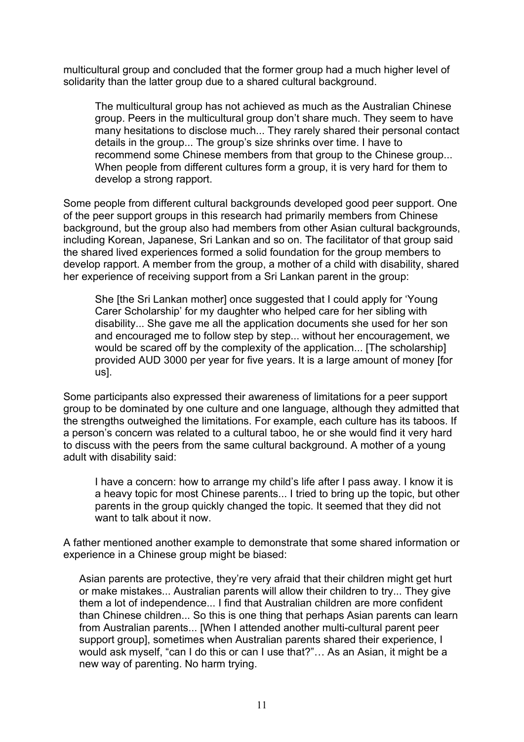multicultural group and concluded that the former group had a much higher level of solidarity than the latter group due to a shared cultural background.

> The multicultural group has not achieved as much as the Australian Chinese group. Peers in the multicultural group don't share much. They seem to have many hesitations to disclose much... They rarely shared their personal contact details in the group... The group's size shrinks over time. I have to recommend some Chinese members from that group to the Chinese group... When people from different cultures form a group, it is very hard for them to develop a strong rapport.

Some people from different cultural backgrounds developed good peer support. One of the peer support groups in this research had primarily members from Chinese background, but the group also had members from other Asian cultural backgrounds, including Korean, Japanese, Sri Lankan and so on. The facilitator of that group said the shared lived experiences formed a solid foundation for the group members to develop rapport. A member from the group, a mother of a child with disability, shared her experience of receiving support from a Sri Lankan parent in the group:

> She [the Sri Lankan mother] once suggested that I could apply for 'Young Carer Scholarship' for my daughter who helped care for her sibling with disability... She gave me all the application documents she used for her son and encouraged me to follow step by step... without her encouragement, we would be scared off by the complexity of the application... [The scholarship] provided AUD 3000 per year for five years. It is a large amount of money [for us].

Some participants also expressed their awareness of limitations for a peer support group to be dominated by one culture and one language, although they admitted that the strengths outweighed the limitations. For example, each culture has its taboos. If a person's concern was related to a cultural taboo, he or she would find it very hard to discuss with the peers from the same cultural background. A mother of a young adult with disability said:

> I have a concern: how to arrange my child's life after I pass away. I know it is a heavy topic for most Chinese parents... I tried to bring up the topic, but other parents in the group quickly changed the topic. It seemed that they did not want to talk about it now.

A father mentioned another example to demonstrate that some shared information or experience in a Chinese group might be biased:

> Asian parents are protective, they're very afraid that their children might get hurt or make mistakes... Australian parents will allow their children to try... They give them a lot of independence... I find that Australian children are more confident than Chinese children... So this is one thing that perhaps Asian parents can learn from Australian parents... [When I attended another multi-cultural parent peer support group], sometimes when Australian parents shared their experience, I would ask myself, "can I do this or can I use that?"… As an Asian, it might be a new way of parenting. No harm trying.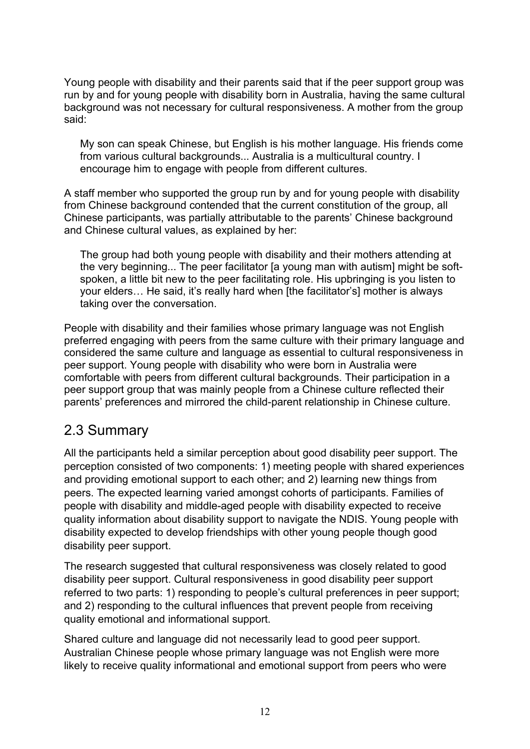Young people with disability and their parents said that if the peer support group was run by and for young people with disability born in Australia, having the same cultural background was not necessary for cultural responsiveness. A mother from the group said:

> My son can speak Chinese, but English is his mother language. His friends come from various cultural backgrounds... Australia is a multicultural country. I encourage him to engage with people from different cultures.

A staff member who supported the group run by and for young people with disability from Chinese background contended that the current constitution of the group, all Chinese participants, was partially attributable to the parents' Chinese background and Chinese cultural values, as explained by her:

> The group had both young people with disability and their mothers attending at the very beginning... The peer facilitator [a young man with autism] might be soft-spoken, a little bit new to the peer facilitating role. His upbringing is you listen to your elders… He said, it's really hard when [the facilitator's] mother is always taking over the conversation.

People with disability and their families whose primary language was not English preferred engaging with peers from the same culture with their primary language and considered the same culture and language as essential to cultural responsiveness in peer support. Young people with disability who were born in Australia were comfortable with peers from different cultural backgrounds. Their participation in a peer support group that was mainly people from a Chinese culture reflected their parents' preferences and mirrored the child-parent relationship in Chinese culture.

## 2.3 Summary

All the participants held a similar perception about good disability peer support. The perception consisted of two components: 1) meeting people with shared experiences and providing emotional support to each other; and 2) learning new things from peers. The expected learning varied amongst cohorts of participants. Families of people with disability and middle-aged people with disability expected to receive quality information about disability support to navigate the NDIS. Young people with disability expected to develop friendships with other young people though good disability peer support.

The research suggested that cultural responsiveness was closely related to good disability peer support. Cultural responsiveness in good disability peer support referred to two parts: 1) responding to people's cultural preferences in peer support; and 2) responding to the cultural influences that prevent people from receiving quality emotional and informational support.

Shared culture and language did not necessarily lead to good peer support. Australian Chinese people whose primary language was not English were more likely to receive quality informational and emotional support from peers who were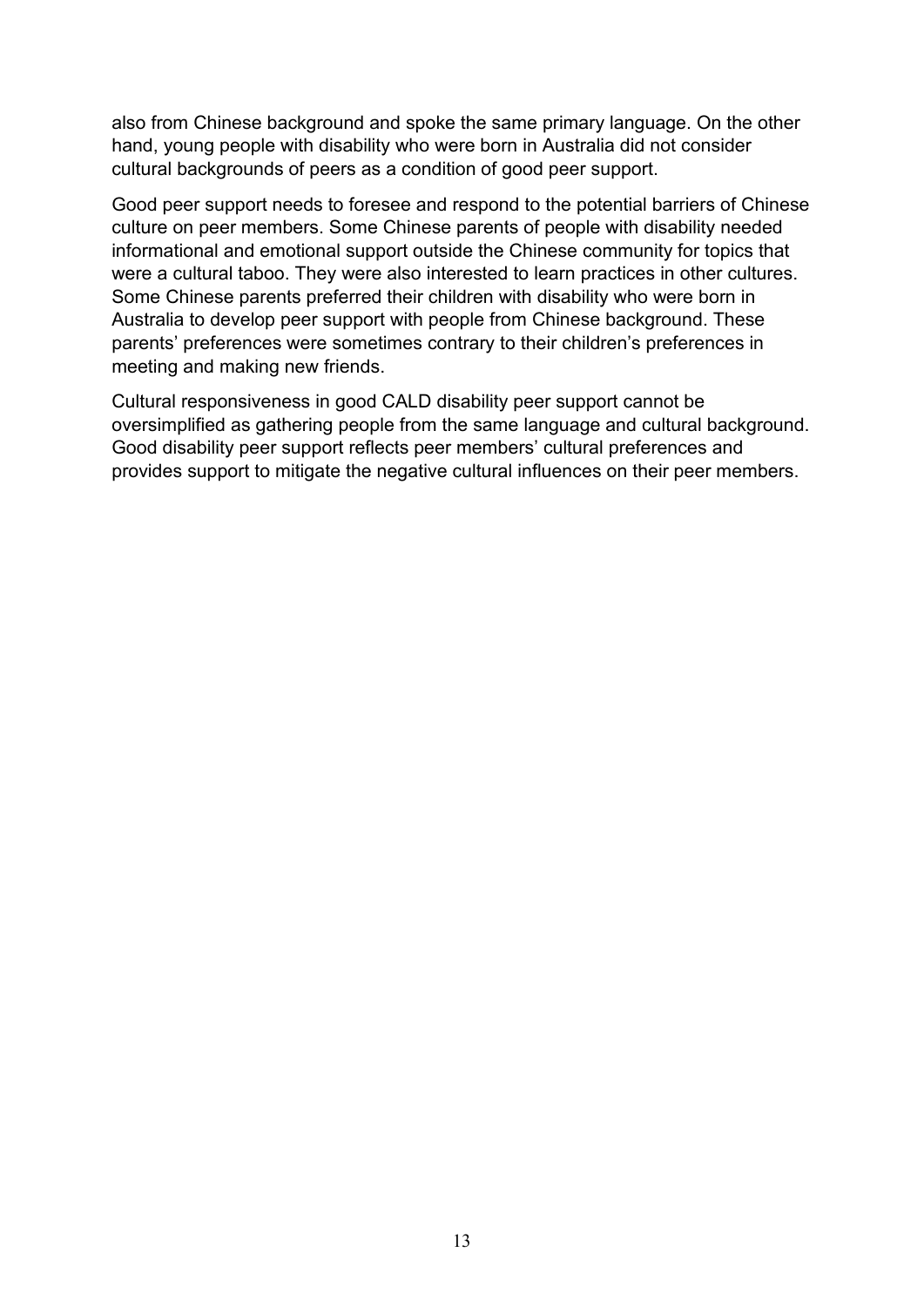also from Chinese background and spoke the same primary language. On the other hand, young people with disability who were born in Australia did not consider cultural backgrounds of peers as a condition of good peer support.

Good peer support needs to foresee and respond to the potential barriers of Chinese culture on peer members. Some Chinese parents of people with disability needed informational and emotional support outside the Chinese community for topics that were a cultural taboo. They were also interested to learn practices in other cultures. Some Chinese parents preferred their children with disability who were born in Australia to develop peer support with people from Chinese background. These parents' preferences were sometimes contrary to their children's preferences in meeting and making new friends.

Cultural responsiveness in good CALD disability peer support cannot be oversimplified as gathering people from the same language and cultural background. Good disability peer support reflects peer members' cultural preferences and provides support to mitigate the negative cultural influences on their peer members.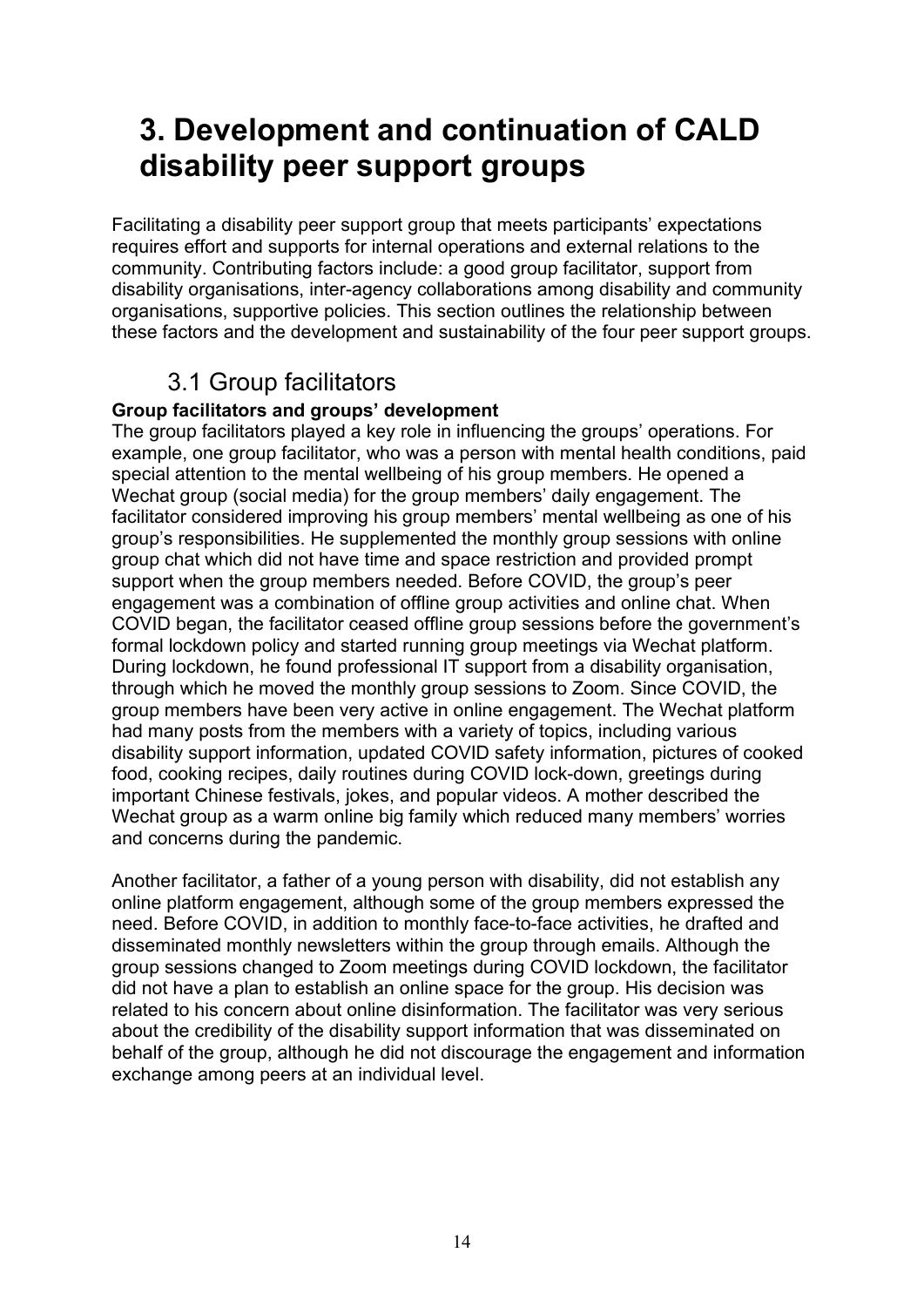# 3. Development and continuation of CALD disability peer support groups

Facilitating a disability peer support group that meets participants' expectations requires effort and supports for internal operations and external relations to the community. Contributing factors include: a good group facilitator, support from disability organisations, inter-agency collaborations among disability and community organisations, supportive policies. This section outlines the relationship between these factors and the development and sustainability of the four peer support groups.

## 3.1 Group facilitators

**Group facilitators and groups' development**

The group facilitators played a key role in influencing the groups' operations. For example, one group facilitator, who was a person with mental health conditions, paid special attention to the mental wellbeing of his group members. He opened a Wechat group (social media) for the group members' daily engagement. The facilitator considered improving his group members' mental wellbeing as one of his group's responsibilities. He supplemented the monthly group sessions with online group chat which did not have time and space restriction and provided prompt support when the group members needed. Before COVID, the group's peer engagement was a combination of offline group activities and online chat. When COVID began, the facilitator ceased offline group sessions before the government's formal lockdown policy and started running group meetings via Wechat platform. During lockdown, he found professional IT support from a disability organisation, through which he moved the monthly group sessions to Zoom. Since COVID, the group members have been very active in online engagement. The Wechat platform had many posts from the members with a variety of topics, including various disability support information, updated COVID safety information, pictures of cooked food, cooking recipes, daily routines during COVID lock-down, greetings during important Chinese festivals, jokes, and popular videos. A mother described the Wechat group as a warm online big family which reduced many members' worries and concerns during the pandemic.

Another facilitator, a father of a young person with disability, did not establish any online platform engagement, although some of the group members expressed the need. Before COVID, in addition to monthly face-to-face activities, he drafted and disseminated monthly newsletters within the group through emails. Although the group sessions changed to Zoom meetings during COVID lockdown, the facilitator did not have a plan to establish an online space for the group. His decision was related to his concern about online disinformation. The facilitator was very serious about the credibility of the disability support information that was disseminated on behalf of the group, although he did not discourage the engagement and information exchange among peers at an individual level.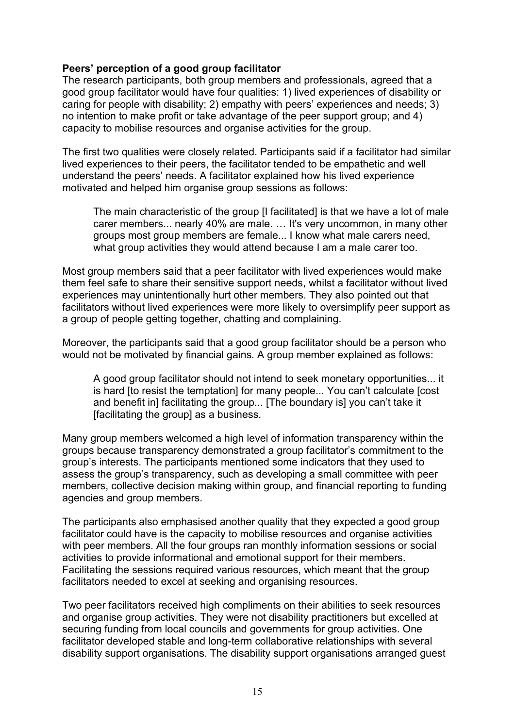**Peers' perception of a good group facilitator**

The research participants, both group members and professionals, agreed that a good group facilitator would have four qualities: 1) lived experiences of disability or caring for people with disability; 2) empathy with peers' experiences and needs; 3) no intention to make profit or take advantage of the peer support group; and 4) capacity to mobilise resources and organise activities for the group.

The first two qualities were closely related. Participants said if a facilitator had similar lived experiences to their peers, the facilitator tended to be empathetic and well understand the peers' needs. A facilitator explained how his lived experience motivated and helped him organise group sessions as follows:

> The main characteristic of the group [I facilitated] is that we have a lot of male carer members... nearly 40% are male. … It's very uncommon, in many other groups most group members are female... I know what male carers need, what group activities they would attend because I am a male carer too.

Most group members said that a peer facilitator with lived experiences would make them feel safe to share their sensitive support needs, whilst a facilitator without lived experiences may unintentionally hurt other members. They also pointed out that facilitators without lived experiences were more likely to oversimplify peer support as a group of people getting together, chatting and complaining.

Moreover, the participants said that a good group facilitator should be a person who would not be motivated by financial gains. A group member explained as follows:

> A good group facilitator should not intend to seek monetary opportunities... it is hard [to resist the temptation] for many people... You can't calculate [cost and benefit in] facilitating the group... [The boundary is] you can't take it [facilitating the group] as a business.

Many group members welcomed a high level of information transparency within the groups because transparency demonstrated a group facilitator's commitment to the group's interests. The participants mentioned some indicators that they used to assess the group's transparency, such as developing a small committee with peer members, collective decision making within group, and financial reporting to funding agencies and group members.

The participants also emphasised another quality that they expected a good group facilitator could have is the capacity to mobilise resources and organise activities with peer members. All the four groups ran monthly information sessions or social activities to provide informational and emotional support for their members. Facilitating the sessions required various resources, which meant that the group facilitators needed to excel at seeking and organising resources.

Two peer facilitators received high compliments on their abilities to seek resources and organise group activities. They were not disability practitioners but excelled at securing funding from local councils and governments for group activities. One facilitator developed stable and long-term collaborative relationships with several disability support organisations. The disability support organisations arranged guest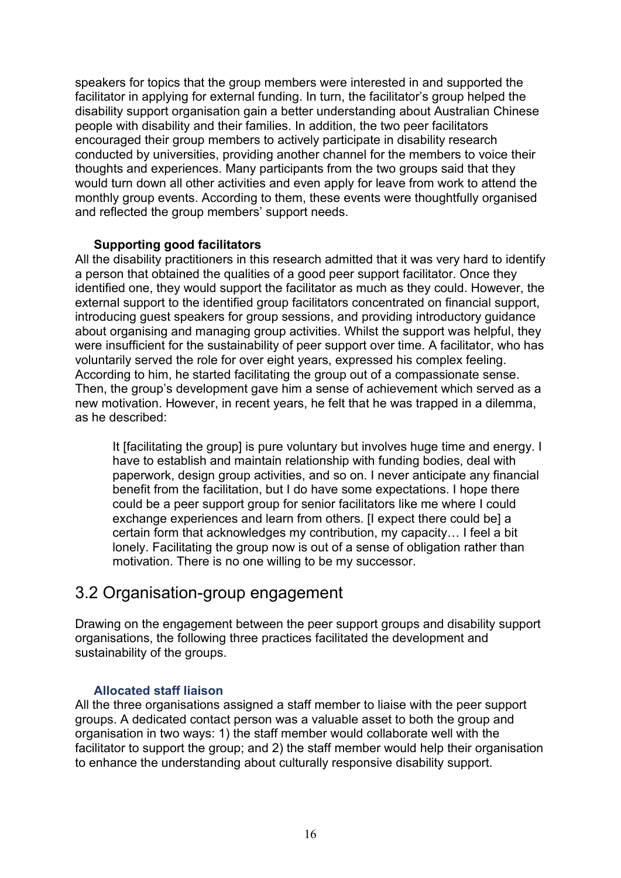speakers for topics that the group members were interested in and supported the facilitator in applying for external funding. In turn, the facilitator's group helped the disability support organisation gain a better understanding about Australian Chinese people with disability and their families. In addition, the two peer facilitators encouraged their group members to actively participate in disability research conducted by universities, providing another channel for the members to voice their thoughts and experiences. Many participants from the two groups said that they would turn down all other activities and even apply for leave from work to attend the monthly group events. According to them, these events were thoughtfully organised and reflected the group members' support needs.

#### Supporting good facilitators

All the disability practitioners in this research admitted that it was very hard to identify a person that obtained the qualities of a good peer support facilitator. Once they identified one, they would support the facilitator as much as they could. However, the external support to the identified group facilitators concentrated on financial support, introducing guest speakers for group sessions, and providing introductory guidance about organising and managing group activities. Whilst the support was helpful, they were insufficient for the sustainability of peer support over time. A facilitator, who has voluntarily served the role for over eight years, expressed his complex feeling. According to him, he started facilitating the group out of a compassionate sense. Then, the group's development gave him a sense of achievement which served as a new motivation. However, in recent years, he felt that he was trapped in a dilemma, as he described:

> It [facilitating the group] is pure voluntary but involves huge time and energy. I have to establish and maintain relationship with funding bodies, deal with paperwork, design group activities, and so on. I never anticipate any financial benefit from the facilitation, but I do have some expectations. I hope there could be a peer support group for senior facilitators like me where I could exchange experiences and learn from others. [I expect there could be] a certain form that acknowledges my contribution, my capacity… I feel a bit lonely. Facilitating the group now is out of a sense of obligation rather than motivation. There is no one willing to be my successor.

## 3.2 Organisation-group engagement

Drawing on the engagement between the peer support groups and disability support organisations, the following three practices facilitated the development and sustainability of the groups.

#### Allocated staff liaison

All the three organisations assigned a staff member to liaise with the peer support groups. A dedicated contact person was a valuable asset to both the group and organisation in two ways: 1) the staff member would collaborate well with the facilitator to support the group; and 2) the staff member would help their organisation to enhance the understanding about culturally responsive disability support.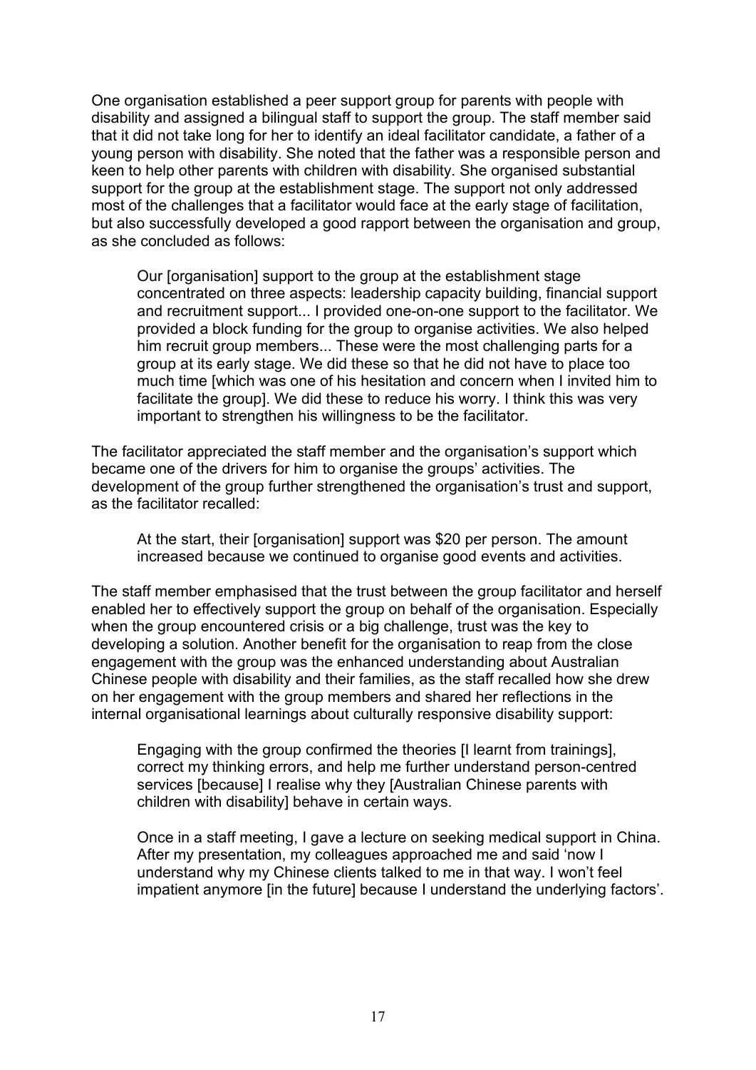One organisation established a peer support group for parents with people with disability and assigned a bilingual staff to support the group. The staff member said that it did not take long for her to identify an ideal facilitator candidate, a father of a young person with disability. She noted that the father was a responsible person and keen to help other parents with children with disability. She organised substantial support for the group at the establishment stage. The support not only addressed most of the challenges that a facilitator would face at the early stage of facilitation, but also successfully developed a good rapport between the organisation and group, as she concluded as follows:

> Our [organisation] support to the group at the establishment stage concentrated on three aspects: leadership capacity building, financial support and recruitment support... I provided one-on-one support to the facilitator. We provided a block funding for the group to organise activities. We also helped him recruit group members... These were the most challenging parts for a group at its early stage. We did these so that he did not have to place too much time [which was one of his hesitation and concern when I invited him to facilitate the group]. We did these to reduce his worry. I think this was very important to strengthen his willingness to be the facilitator.

The facilitator appreciated the staff member and the organisation's support which became one of the drivers for him to organise the groups' activities. The development of the group further strengthened the organisation's trust and support, as the facilitator recalled:

> At the start, their [organisation] support was $20 per person. The amount increased because we continued to organise good events and activities.

The staff member emphasised that the trust between the group facilitator and herself enabled her to effectively support the group on behalf of the organisation. Especially when the group encountered crisis or a big challenge, trust was the key to developing a solution. Another benefit for the organisation to reap from the close engagement with the group was the enhanced understanding about Australian Chinese people with disability and their families, as the staff recalled how she drew on her engagement with the group members and shared her reflections in the internal organisational learnings about culturally responsive disability support:

> Engaging with the group confirmed the theories [I learnt from trainings], correct my thinking errors, and help me further understand person-centred services [because] I realise why they [Australian Chinese parents with children with disability] behave in certain ways.
>
> Once in a staff meeting, I gave a lecture on seeking medical support in China. After my presentation, my colleagues approached me and said 'now I understand why my Chinese clients talked to me in that way. I won't feel impatient anymore [in the future] because I understand the underlying factors'.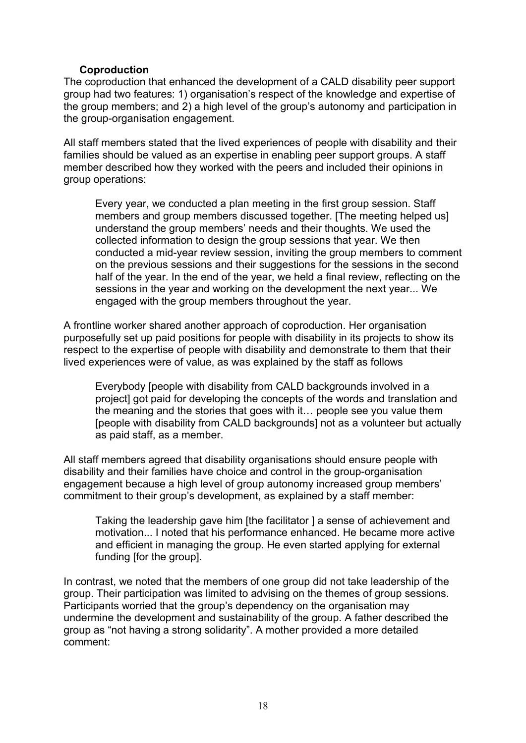### Coproduction

The coproduction that enhanced the development of a CALD disability peer support group had two features: 1) organisation's respect of the knowledge and expertise of the group members; and 2) a high level of the group's autonomy and participation in the group-organisation engagement.

All staff members stated that the lived experiences of people with disability and their families should be valued as an expertise in enabling peer support groups. A staff member described how they worked with the peers and included their opinions in group operations:

> Every year, we conducted a plan meeting in the first group session. Staff members and group members discussed together. [The meeting helped us] understand the group members' needs and their thoughts. We used the collected information to design the group sessions that year. We then conducted a mid-year review session, inviting the group members to comment on the previous sessions and their suggestions for the sessions in the second half of the year. In the end of the year, we held a final review, reflecting on the sessions in the year and working on the development the next year... We engaged with the group members throughout the year.

A frontline worker shared another approach of coproduction. Her organisation purposefully set up paid positions for people with disability in its projects to show its respect to the expertise of people with disability and demonstrate to them that their lived experiences were of value, as was explained by the staff as follows

> Everybody [people with disability from CALD backgrounds involved in a project] got paid for developing the concepts of the words and translation and the meaning and the stories that goes with it… people see you value them [people with disability from CALD backgrounds] not as a volunteer but actually as paid staff, as a member.

All staff members agreed that disability organisations should ensure people with disability and their families have choice and control in the group-organisation engagement because a high level of group autonomy increased group members' commitment to their group's development, as explained by a staff member:

> Taking the leadership gave him [the facilitator ] a sense of achievement and motivation... I noted that his performance enhanced. He became more active and efficient in managing the group. He even started applying for external funding [for the group].

In contrast, we noted that the members of one group did not take leadership of the group. Their participation was limited to advising on the themes of group sessions. Participants worried that the group's dependency on the organisation may undermine the development and sustainability of the group. A father described the group as "not having a strong solidarity". A mother provided a more detailed comment: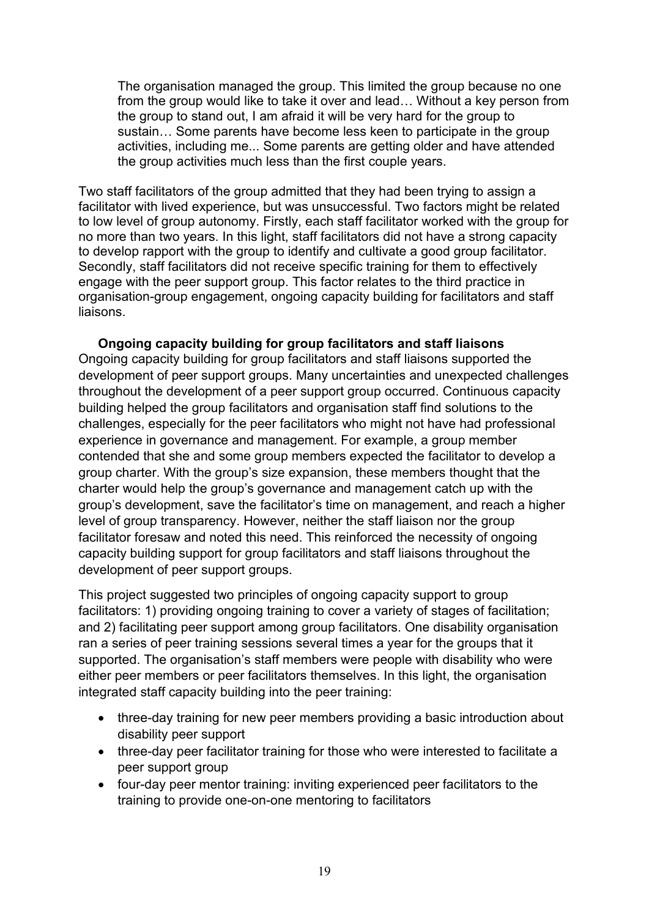> The organisation managed the group. This limited the group because no one from the group would like to take it over and lead… Without a key person from the group to stand out, I am afraid it will be very hard for the group to sustain… Some parents have become less keen to participate in the group activities, including me... Some parents are getting older and have attended the group activities much less than the first couple years.

Two staff facilitators of the group admitted that they had been trying to assign a facilitator with lived experience, but was unsuccessful. Two factors might be related to low level of group autonomy. Firstly, each staff facilitator worked with the group for no more than two years. In this light, staff facilitators did not have a strong capacity to develop rapport with the group to identify and cultivate a good group facilitator. Secondly, staff facilitators did not receive specific training for them to effectively engage with the peer support group. This factor relates to the third practice in organisation-group engagement, ongoing capacity building for facilitators and staff liaisons.

**Ongoing capacity building for group facilitators and staff liaisons**

Ongoing capacity building for group facilitators and staff liaisons supported the development of peer support groups. Many uncertainties and unexpected challenges throughout the development of a peer support group occurred. Continuous capacity building helped the group facilitators and organisation staff find solutions to the challenges, especially for the peer facilitators who might not have had professional experience in governance and management. For example, a group member contended that she and some group members expected the facilitator to develop a group charter. With the group's size expansion, these members thought that the charter would help the group's governance and management catch up with the group's development, save the facilitator's time on management, and reach a higher level of group transparency. However, neither the staff liaison nor the group facilitator foresaw and noted this need. This reinforced the necessity of ongoing capacity building support for group facilitators and staff liaisons throughout the development of peer support groups.

This project suggested two principles of ongoing capacity support to group facilitators: 1) providing ongoing training to cover a variety of stages of facilitation; and 2) facilitating peer support among group facilitators. One disability organisation ran a series of peer training sessions several times a year for the groups that it supported. The organisation's staff members were people with disability who were either peer members or peer facilitators themselves. In this light, the organisation integrated staff capacity building into the peer training:

- three-day training for new peer members providing a basic introduction about disability peer support
- three-day peer facilitator training for those who were interested to facilitate a peer support group
- four-day peer mentor training: inviting experienced peer facilitators to the training to provide one-on-one mentoring to facilitators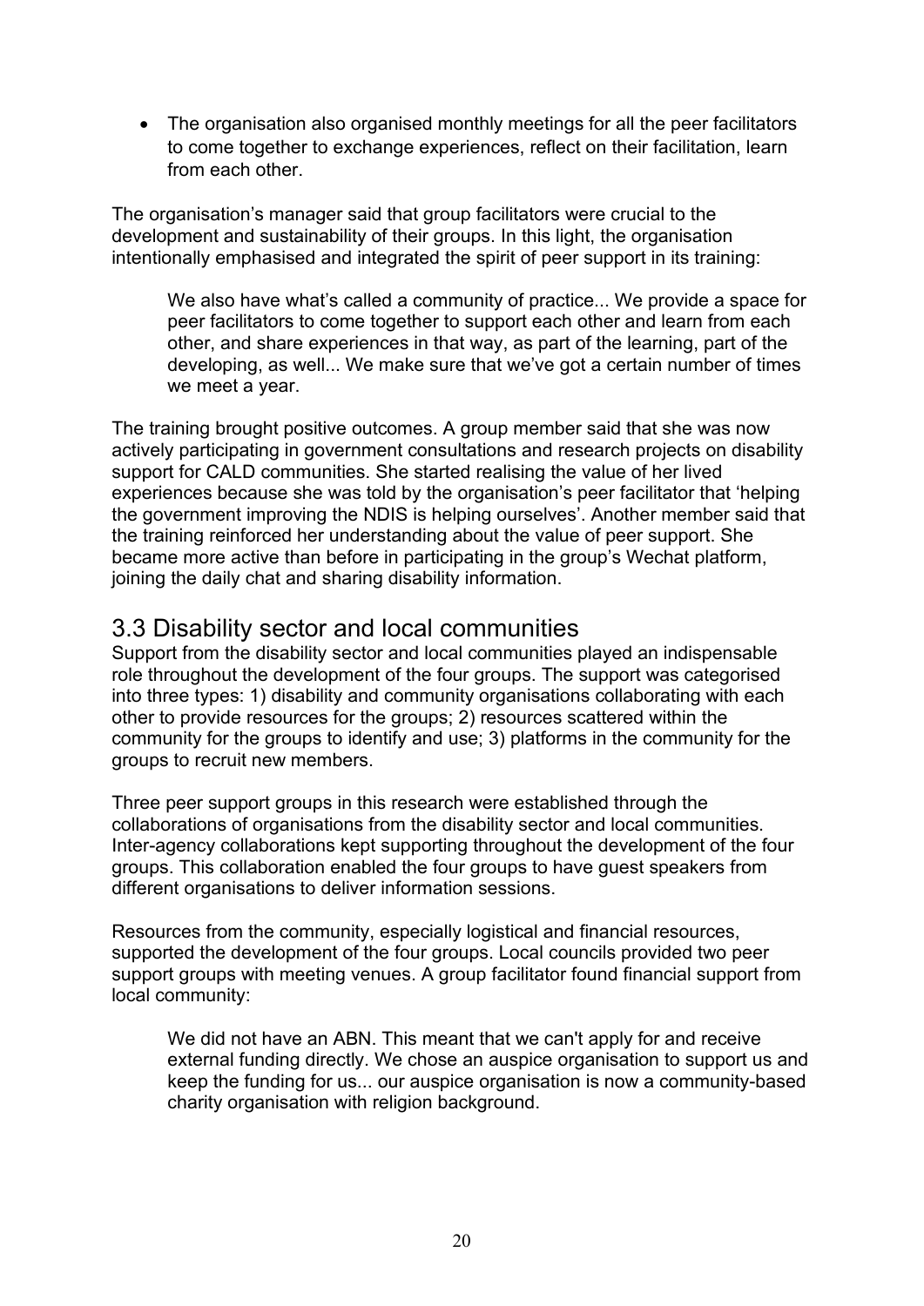- The organisation also organised monthly meetings for all the peer facilitators to come together to exchange experiences, reflect on their facilitation, learn from each other.

The organisation's manager said that group facilitators were crucial to the development and sustainability of their groups. In this light, the organisation intentionally emphasised and integrated the spirit of peer support in its training:

> We also have what's called a community of practice... We provide a space for peer facilitators to come together to support each other and learn from each other, and share experiences in that way, as part of the learning, part of the developing, as well... We make sure that we've got a certain number of times we meet a year.

The training brought positive outcomes. A group member said that she was now actively participating in government consultations and research projects on disability support for CALD communities. She started realising the value of her lived experiences because she was told by the organisation's peer facilitator that 'helping the government improving the NDIS is helping ourselves'. Another member said that the training reinforced her understanding about the value of peer support. She became more active than before in participating in the group's Wechat platform, joining the daily chat and sharing disability information.

## 3.3 Disability sector and local communities

Support from the disability sector and local communities played an indispensable role throughout the development of the four groups. The support was categorised into three types: 1) disability and community organisations collaborating with each other to provide resources for the groups; 2) resources scattered within the community for the groups to identify and use; 3) platforms in the community for the groups to recruit new members.

Three peer support groups in this research were established through the collaborations of organisations from the disability sector and local communities. Inter-agency collaborations kept supporting throughout the development of the four groups. This collaboration enabled the four groups to have guest speakers from different organisations to deliver information sessions.

Resources from the community, especially logistical and financial resources, supported the development of the four groups. Local councils provided two peer support groups with meeting venues. A group facilitator found financial support from local community:

> We did not have an ABN. This meant that we can't apply for and receive external funding directly. We chose an auspice organisation to support us and keep the funding for us... our auspice organisation is now a community-based charity organisation with religion background.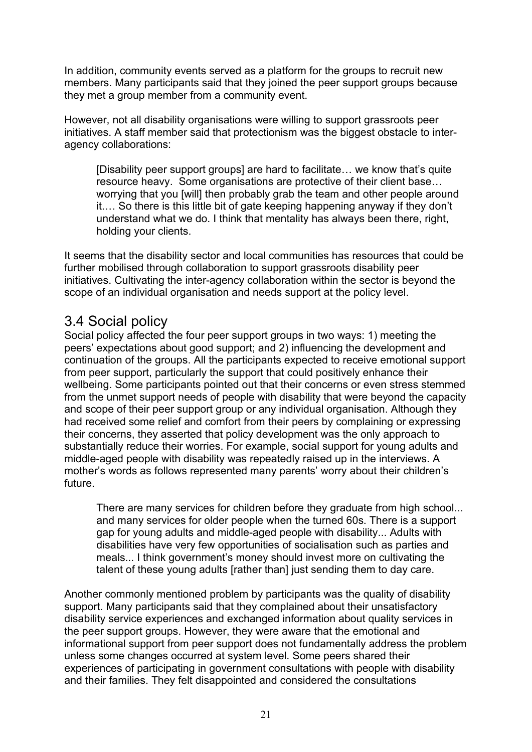In addition, community events served as a platform for the groups to recruit new members. Many participants said that they joined the peer support groups because they met a group member from a community event.

However, not all disability organisations were willing to support grassroots peer initiatives. A staff member said that protectionism was the biggest obstacle to inter-agency collaborations:

> [Disability peer support groups] are hard to facilitate… we know that's quite resource heavy. Some organisations are protective of their client base… worrying that you [will] then probably grab the team and other people around it.… So there is this little bit of gate keeping happening anyway if they don't understand what we do. I think that mentality has always been there, right, holding your clients.

It seems that the disability sector and local communities has resources that could be further mobilised through collaboration to support grassroots disability peer initiatives. Cultivating the inter-agency collaboration within the sector is beyond the scope of an individual organisation and needs support at the policy level.

## 3.4 Social policy

Social policy affected the four peer support groups in two ways: 1) meeting the peers' expectations about good support; and 2) influencing the development and continuation of the groups. All the participants expected to receive emotional support from peer support, particularly the support that could positively enhance their wellbeing. Some participants pointed out that their concerns or even stress stemmed from the unmet support needs of people with disability that were beyond the capacity and scope of their peer support group or any individual organisation. Although they had received some relief and comfort from their peers by complaining or expressing their concerns, they asserted that policy development was the only approach to substantially reduce their worries. For example, social support for young adults and middle-aged people with disability was repeatedly raised up in the interviews. A mother's words as follows represented many parents' worry about their children's future.

> There are many services for children before they graduate from high school... and many services for older people when the turned 60s. There is a support gap for young adults and middle-aged people with disability... Adults with disabilities have very few opportunities of socialisation such as parties and meals... I think government's money should invest more on cultivating the talent of these young adults [rather than] just sending them to day care.

Another commonly mentioned problem by participants was the quality of disability support. Many participants said that they complained about their unsatisfactory disability service experiences and exchanged information about quality services in the peer support groups. However, they were aware that the emotional and informational support from peer support does not fundamentally address the problem unless some changes occurred at system level. Some peers shared their experiences of participating in government consultations with people with disability and their families. They felt disappointed and considered the consultations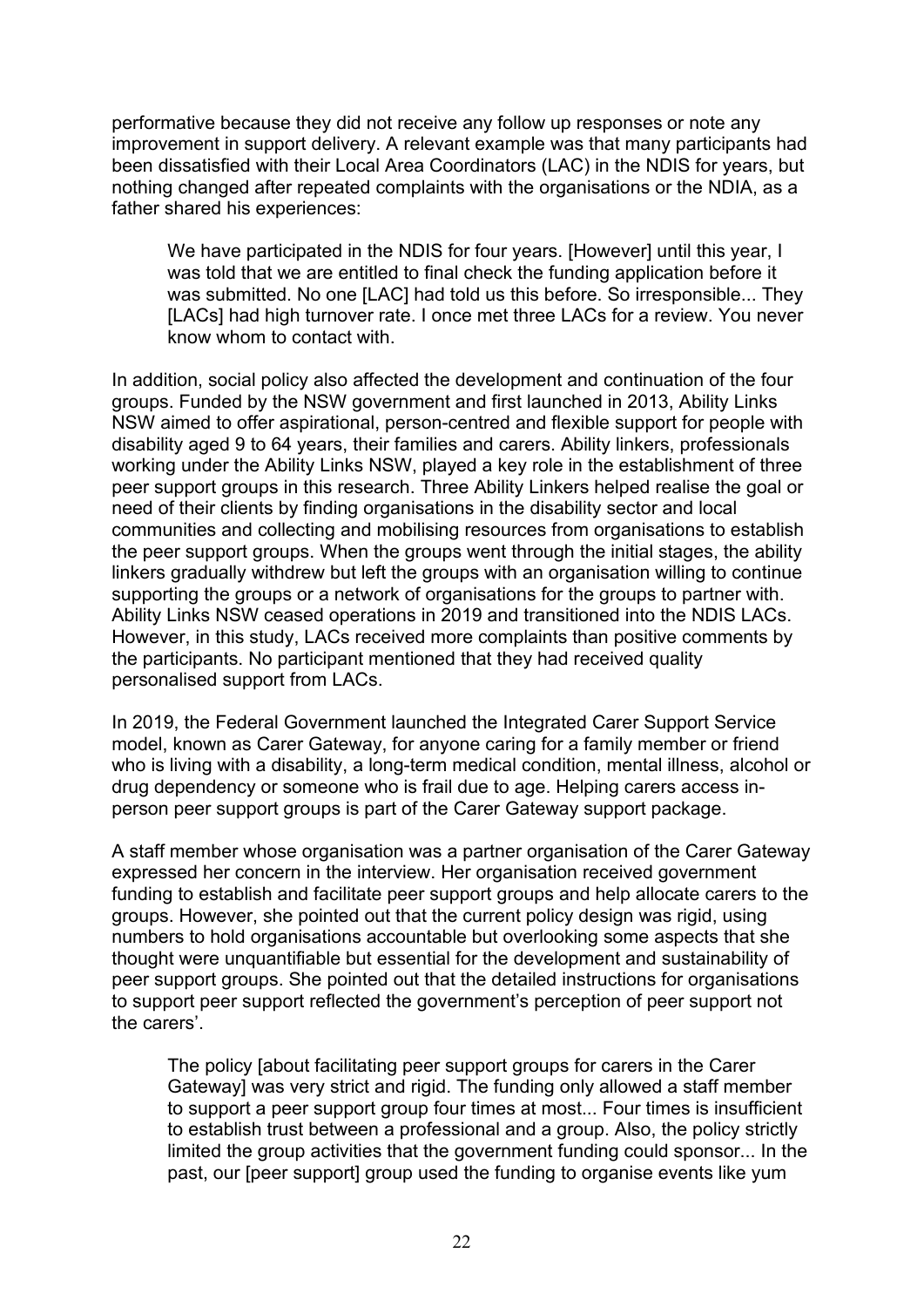performative because they did not receive any follow up responses or note any improvement in support delivery. A relevant example was that many participants had been dissatisfied with their Local Area Coordinators (LAC) in the NDIS for years, but nothing changed after repeated complaints with the organisations or the NDIA, as a father shared his experiences:

> We have participated in the NDIS for four years. [However] until this year, I was told that we are entitled to final check the funding application before it was submitted. No one [LAC] had told us this before. So irresponsible... They [LACs] had high turnover rate. I once met three LACs for a review. You never know whom to contact with.

In addition, social policy also affected the development and continuation of the four groups. Funded by the NSW government and first launched in 2013, Ability Links NSW aimed to offer aspirational, person-centred and flexible support for people with disability aged 9 to 64 years, their families and carers. Ability linkers, professionals working under the Ability Links NSW, played a key role in the establishment of three peer support groups in this research. Three Ability Linkers helped realise the goal or need of their clients by finding organisations in the disability sector and local communities and collecting and mobilising resources from organisations to establish the peer support groups. When the groups went through the initial stages, the ability linkers gradually withdrew but left the groups with an organisation willing to continue supporting the groups or a network of organisations for the groups to partner with. Ability Links NSW ceased operations in 2019 and transitioned into the NDIS LACs. However, in this study, LACs received more complaints than positive comments by the participants. No participant mentioned that they had received quality personalised support from LACs.

In 2019, the Federal Government launched the Integrated Carer Support Service model, known as Carer Gateway, for anyone caring for a family member or friend who is living with a disability, a long-term medical condition, mental illness, alcohol or drug dependency or someone who is frail due to age. Helping carers access in-person peer support groups is part of the Carer Gateway support package.

A staff member whose organisation was a partner organisation of the Carer Gateway expressed her concern in the interview. Her organisation received government funding to establish and facilitate peer support groups and help allocate carers to the groups. However, she pointed out that the current policy design was rigid, using numbers to hold organisations accountable but overlooking some aspects that she thought were unquantifiable but essential for the development and sustainability of peer support groups. She pointed out that the detailed instructions for organisations to support peer support reflected the government's perception of peer support not the carers'.

> The policy [about facilitating peer support groups for carers in the Carer Gateway] was very strict and rigid. The funding only allowed a staff member to support a peer support group four times at most... Four times is insufficient to establish trust between a professional and a group. Also, the policy strictly limited the group activities that the government funding could sponsor... In the past, our [peer support] group used the funding to organise events like yum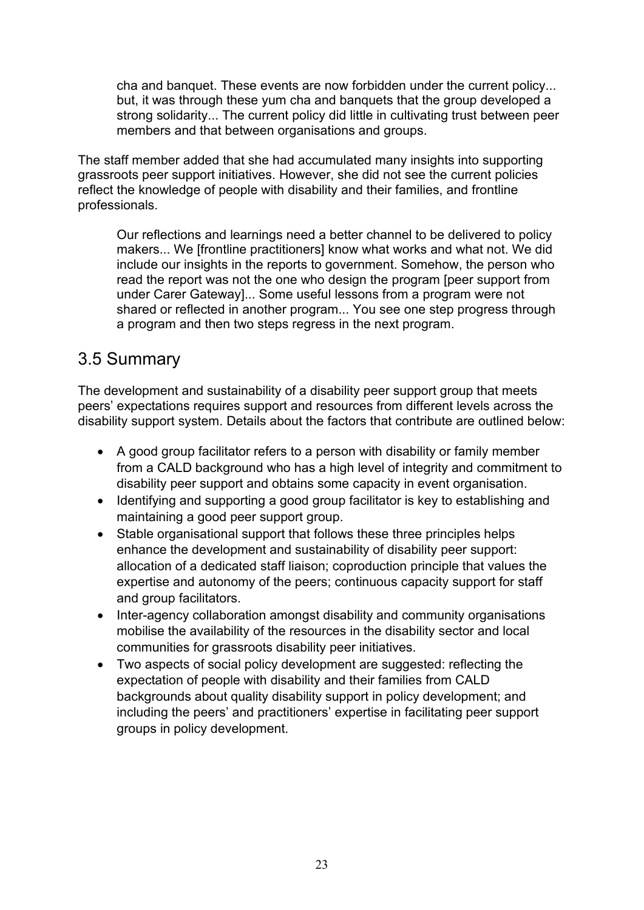> cha and banquet. These events are now forbidden under the current policy... but, it was through these yum cha and banquets that the group developed a strong solidarity... The current policy did little in cultivating trust between peer members and that between organisations and groups.

The staff member added that she had accumulated many insights into supporting grassroots peer support initiatives. However, she did not see the current policies reflect the knowledge of people with disability and their families, and frontline professionals.

> Our reflections and learnings need a better channel to be delivered to policy makers... We [frontline practitioners] know what works and what not. We did include our insights in the reports to government. Somehow, the person who read the report was not the one who design the program [peer support from under Carer Gateway]... Some useful lessons from a program were not shared or reflected in another program... You see one step progress through a program and then two steps regress in the next program.

## 3.5 Summary

The development and sustainability of a disability peer support group that meets peers' expectations requires support and resources from different levels across the disability support system. Details about the factors that contribute are outlined below:

- A good group facilitator refers to a person with disability or family member from a CALD background who has a high level of integrity and commitment to disability peer support and obtains some capacity in event organisation.
- Identifying and supporting a good group facilitator is key to establishing and maintaining a good peer support group.
- Stable organisational support that follows these three principles helps enhance the development and sustainability of disability peer support: allocation of a dedicated staff liaison; coproduction principle that values the expertise and autonomy of the peers; continuous capacity support for staff and group facilitators.
- Inter-agency collaboration amongst disability and community organisations mobilise the availability of the resources in the disability sector and local communities for grassroots disability peer initiatives.
- Two aspects of social policy development are suggested: reflecting the expectation of people with disability and their families from CALD backgrounds about quality disability support in policy development; and including the peers' and practitioners' expertise in facilitating peer support groups in policy development.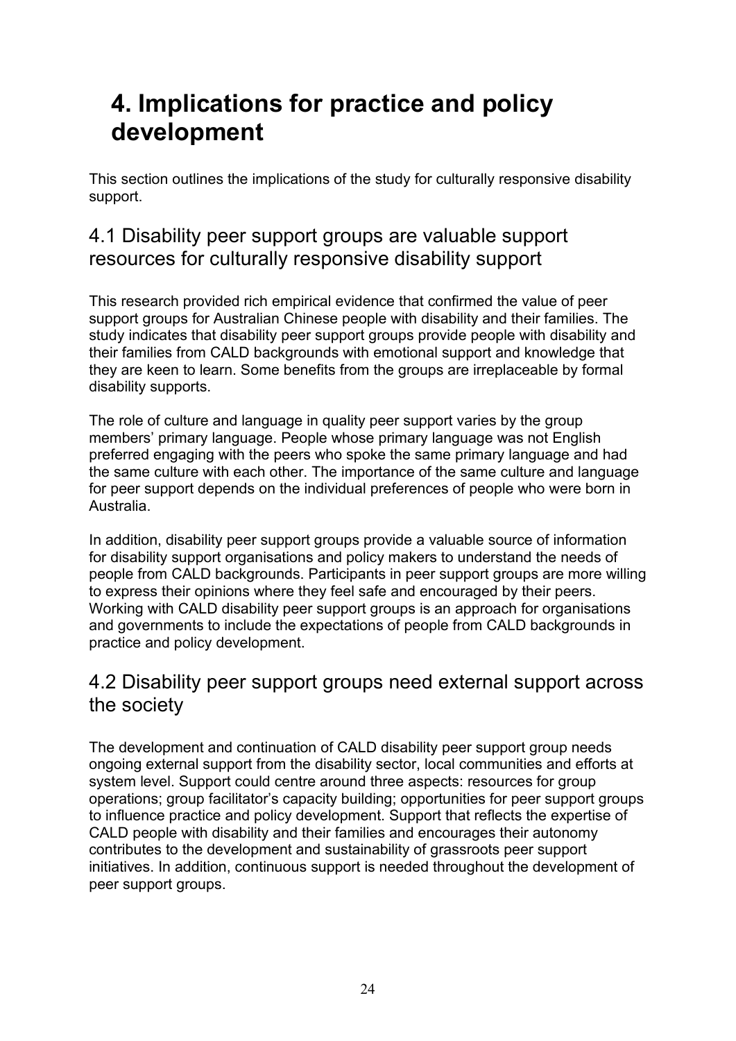# 4. Implications for practice and policy development

This section outlines the implications of the study for culturally responsive disability support.

## 4.1 Disability peer support groups are valuable support resources for culturally responsive disability support

This research provided rich empirical evidence that confirmed the value of peer support groups for Australian Chinese people with disability and their families. The study indicates that disability peer support groups provide people with disability and their families from CALD backgrounds with emotional support and knowledge that they are keen to learn. Some benefits from the groups are irreplaceable by formal disability supports.

The role of culture and language in quality peer support varies by the group members' primary language. People whose primary language was not English preferred engaging with the peers who spoke the same primary language and had the same culture with each other. The importance of the same culture and language for peer support depends on the individual preferences of people who were born in Australia.

In addition, disability peer support groups provide a valuable source of information for disability support organisations and policy makers to understand the needs of people from CALD backgrounds. Participants in peer support groups are more willing to express their opinions where they feel safe and encouraged by their peers. Working with CALD disability peer support groups is an approach for organisations and governments to include the expectations of people from CALD backgrounds in practice and policy development.

## 4.2 Disability peer support groups need external support across the society

The development and continuation of CALD disability peer support group needs ongoing external support from the disability sector, local communities and efforts at system level. Support could centre around three aspects: resources for group operations; group facilitator's capacity building; opportunities for peer support groups to influence practice and policy development. Support that reflects the expertise of CALD people with disability and their families and encourages their autonomy contributes to the development and sustainability of grassroots peer support initiatives. In addition, continuous support is needed throughout the development of peer support groups.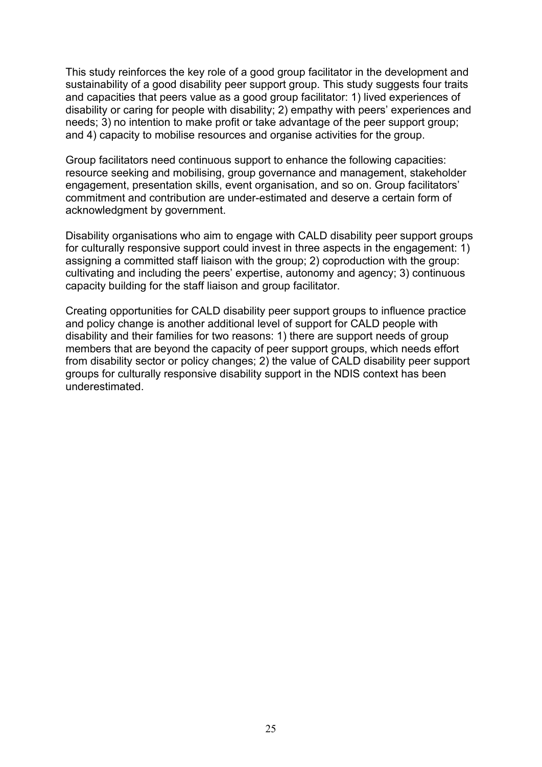This study reinforces the key role of a good group facilitator in the development and sustainability of a good disability peer support group. This study suggests four traits and capacities that peers value as a good group facilitator: 1) lived experiences of disability or caring for people with disability; 2) empathy with peers' experiences and needs; 3) no intention to make profit or take advantage of the peer support group; and 4) capacity to mobilise resources and organise activities for the group.

Group facilitators need continuous support to enhance the following capacities: resource seeking and mobilising, group governance and management, stakeholder engagement, presentation skills, event organisation, and so on. Group facilitators' commitment and contribution are under-estimated and deserve a certain form of acknowledgment by government.

Disability organisations who aim to engage with CALD disability peer support groups for culturally responsive support could invest in three aspects in the engagement: 1) assigning a committed staff liaison with the group; 2) coproduction with the group: cultivating and including the peers' expertise, autonomy and agency; 3) continuous capacity building for the staff liaison and group facilitator.

Creating opportunities for CALD disability peer support groups to influence practice and policy change is another additional level of support for CALD people with disability and their families for two reasons: 1) there are support needs of group members that are beyond the capacity of peer support groups, which needs effort from disability sector or policy changes; 2) the value of CALD disability peer support groups for culturally responsive disability support in the NDIS context has been underestimated.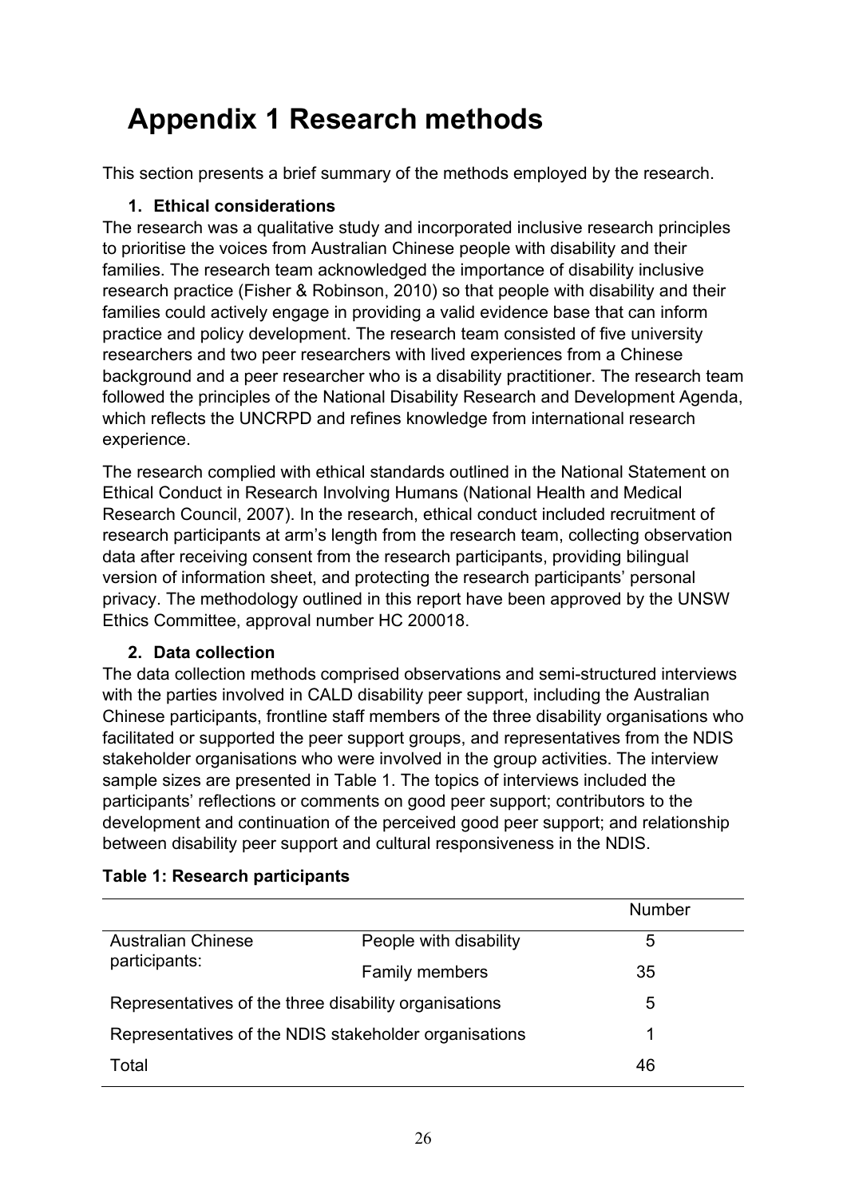# Appendix 1 Research methods

This section presents a brief summary of the methods employed by the research.

### 1. Ethical considerations

The research was a qualitative study and incorporated inclusive research principles to prioritise the voices from Australian Chinese people with disability and their families. The research team acknowledged the importance of disability inclusive research practice (Fisher & Robinson, 2010) so that people with disability and their families could actively engage in providing a valid evidence base that can inform practice and policy development. The research team consisted of five university researchers and two peer researchers with lived experiences from a Chinese background and a peer researcher who is a disability practitioner. The research team followed the principles of the National Disability Research and Development Agenda, which reflects the UNCRPD and refines knowledge from international research experience.

The research complied with ethical standards outlined in the National Statement on Ethical Conduct in Research Involving Humans (National Health and Medical Research Council, 2007). In the research, ethical conduct included recruitment of research participants at arm's length from the research team, collecting observation data after receiving consent from the research participants, providing bilingual version of information sheet, and protecting the research participants' personal privacy. The methodology outlined in this report have been approved by the UNSW Ethics Committee, approval number HC 200018.

### 2. Data collection

The data collection methods comprised observations and semi-structured interviews with the parties involved in CALD disability peer support, including the Australian Chinese participants, frontline staff members of the three disability organisations who facilitated or supported the peer support groups, and representatives from the NDIS stakeholder organisations who were involved in the group activities. The interview sample sizes are presented in Table 1. The topics of interviews included the participants' reflections or comments on good peer support; contributors to the development and continuation of the perceived good peer support; and relationship between disability peer support and cultural responsiveness in the NDIS.

**Table 1: Research participants**

| | | Number |
|---|---|---|
| Australian Chinese participants: | People with disability | 5 |
| | Family members | 35 |
| Representatives of the three disability organisations | | 5 |
| Representatives of the NDIS stakeholder organisations | | 1 |
| Total | | 46 |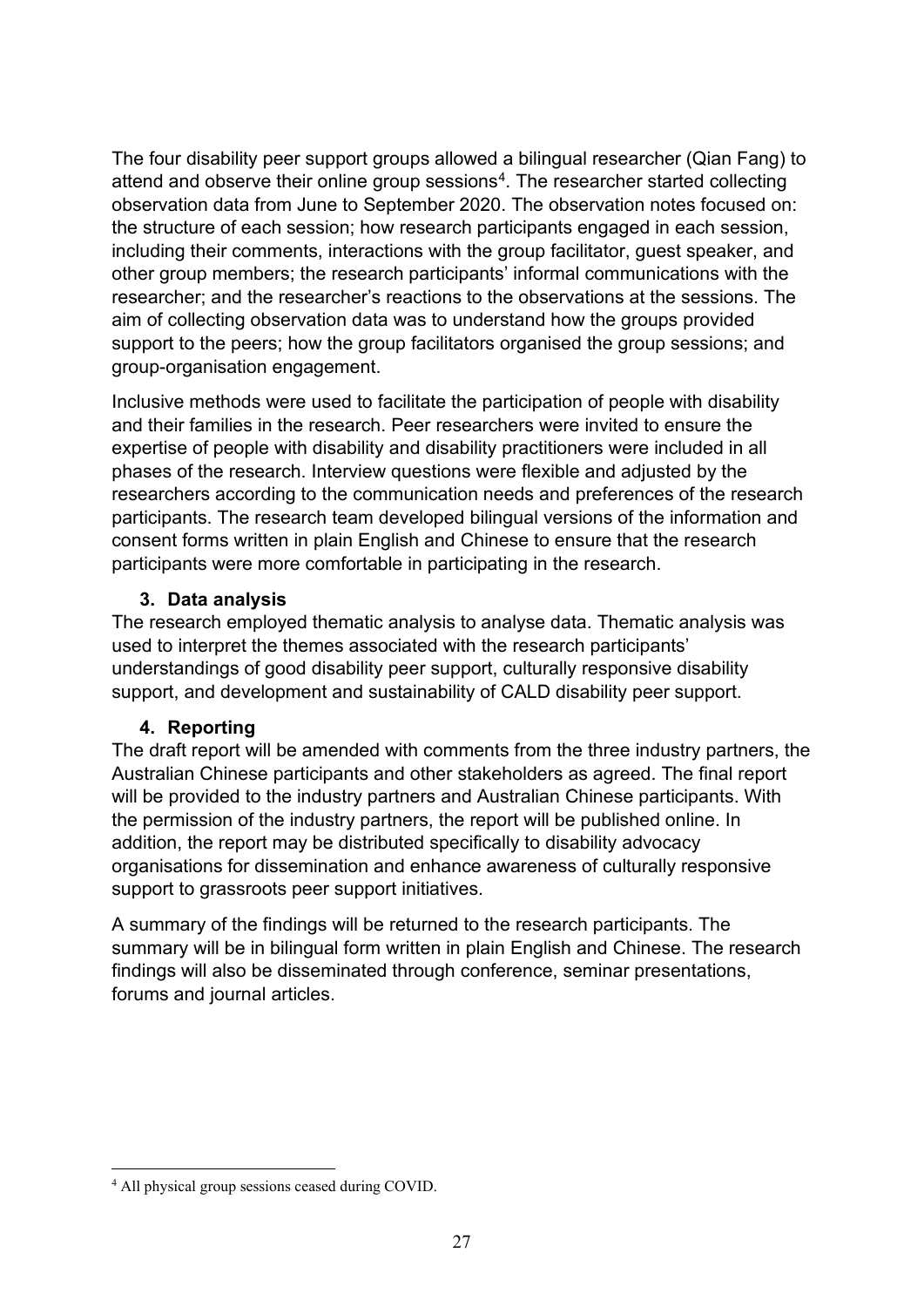The four disability peer support groups allowed a bilingual researcher (Qian Fang) to attend and observe their online group sessions[4]. The researcher started collecting observation data from June to September 2020. The observation notes focused on: the structure of each session; how research participants engaged in each session, including their comments, interactions with the group facilitator, guest speaker, and other group members; the research participants' informal communications with the researcher; and the researcher's reactions to the observations at the sessions. The aim of collecting observation data was to understand how the groups provided support to the peers; how the group facilitators organised the group sessions; and group-organisation engagement.

Inclusive methods were used to facilitate the participation of people with disability and their families in the research. Peer researchers were invited to ensure the expertise of people with disability and disability practitioners were included in all phases of the research. Interview questions were flexible and adjusted by the researchers according to the communication needs and preferences of the research participants. The research team developed bilingual versions of the information and consent forms written in plain English and Chinese to ensure that the research participants were more comfortable in participating in the research.

### 3. Data analysis

The research employed thematic analysis to analyse data. Thematic analysis was used to interpret the themes associated with the research participants' understandings of good disability peer support, culturally responsive disability support, and development and sustainability of CALD disability peer support.

### 4. Reporting

The draft report will be amended with comments from the three industry partners, the Australian Chinese participants and other stakeholders as agreed. The final report will be provided to the industry partners and Australian Chinese participants. With the permission of the industry partners, the report will be published online. In addition, the report may be distributed specifically to disability advocacy organisations for dissemination and enhance awareness of culturally responsive support to grassroots peer support initiatives.

A summary of the findings will be returned to the research participants. The summary will be in bilingual form written in plain English and Chinese. The research findings will also be disseminated through conference, seminar presentations, forums and journal articles.

---

[4] All physical group sessions ceased during COVID.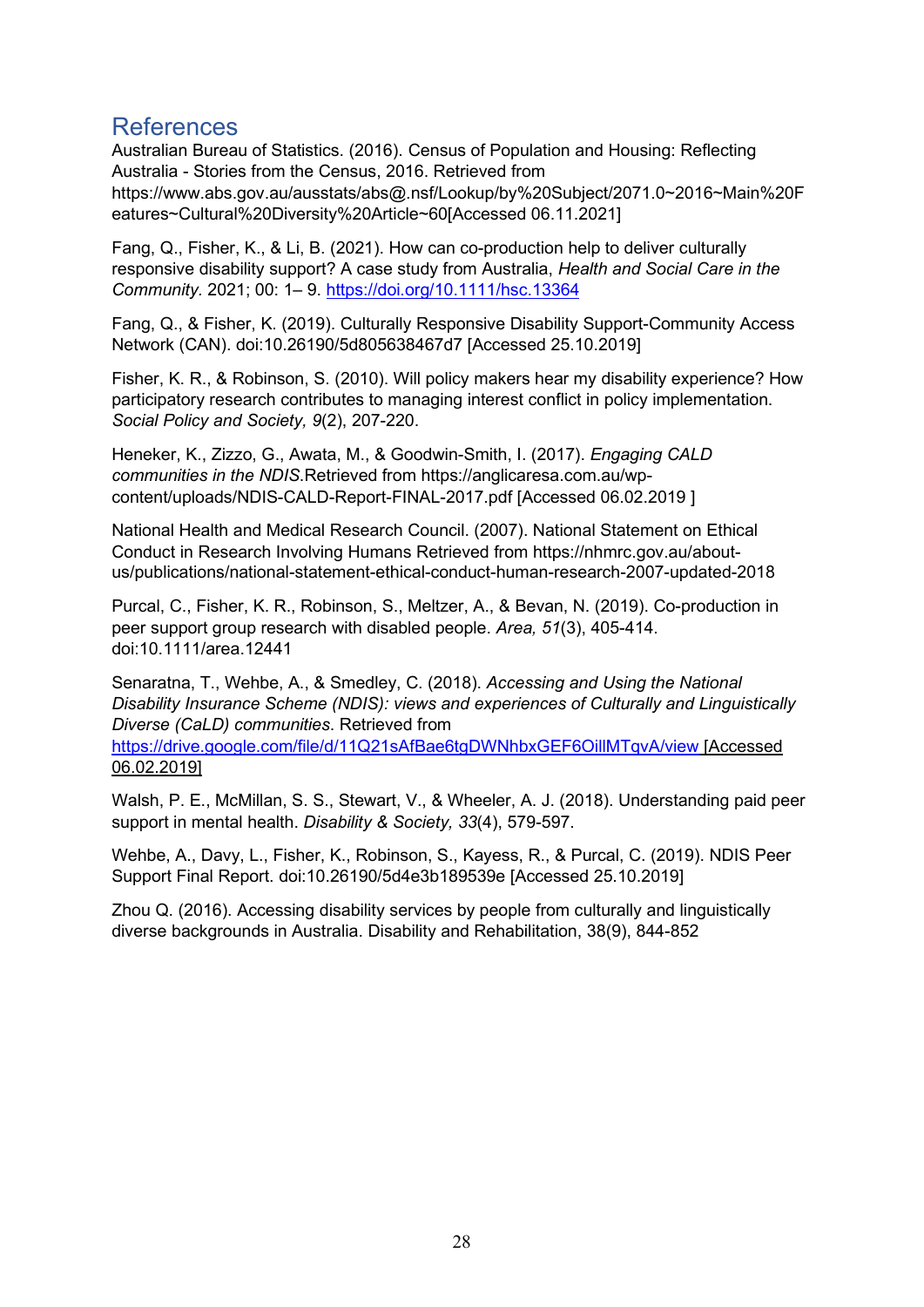# References

Australian Bureau of Statistics. (2016). Census of Population and Housing: Reflecting Australia - Stories from the Census, 2016. Retrieved from https://www.abs.gov.au/ausstats/abs@.nsf/Lookup/by%20Subject/2071.0~2016~Main%20Features~Cultural%20Diversity%20Article~60[Accessed 06.11.2021]

Fang, Q., Fisher, K., & Li, B. (2021). How can co-production help to deliver culturally responsive disability support? A case study from Australia, *Health and Social Care in the Community.* 2021; 00: 1– 9. https://doi.org/10.1111/hsc.13364

Fang, Q., & Fisher, K. (2019). Culturally Responsive Disability Support-Community Access Network (CAN). doi:10.26190/5d805638467d7 [Accessed 25.10.2019]

Fisher, K. R., & Robinson, S. (2010). Will policy makers hear my disability experience? How participatory research contributes to managing interest conflict in policy implementation. *Social Policy and Society, 9*(2), 207-220.

Heneker, K., Zizzo, G., Awata, M., & Goodwin-Smith, I. (2017). *Engaging CALD communities in the NDIS*.Retrieved from https://anglicaresa.com.au/wp-content/uploads/NDIS-CALD-Report-FINAL-2017.pdf [Accessed 06.02.2019 ]

National Health and Medical Research Council. (2007). National Statement on Ethical Conduct in Research Involving Humans Retrieved from https://nhmrc.gov.au/about-us/publications/national-statement-ethical-conduct-human-research-2007-updated-2018

Purcal, C., Fisher, K. R., Robinson, S., Meltzer, A., & Bevan, N. (2019). Co-production in peer support group research with disabled people. *Area, 51*(3), 405-414. doi:10.1111/area.12441

Senaratna, T., Wehbe, A., & Smedley, C. (2018). *Accessing and Using the National Disability Insurance Scheme (NDIS): views and experiences of Culturally and Linguistically Diverse (CaLD) communities*. Retrieved from https://drive.google.com/file/d/11Q21sAfBae6tgDWNhbxGEF6OillMTqvA/view [Accessed 06.02.2019]

Walsh, P. E., McMillan, S. S., Stewart, V., & Wheeler, A. J. (2018). Understanding paid peer support in mental health. *Disability & Society, 33*(4), 579-597.

Wehbe, A., Davy, L., Fisher, K., Robinson, S., Kayess, R., & Purcal, C. (2019). NDIS Peer Support Final Report. doi:10.26190/5d4e3b189539e [Accessed 25.10.2019]

Zhou Q. (2016). Accessing disability services by people from culturally and linguistically diverse backgrounds in Australia. Disability and Rehabilitation, 38(9), 844-852